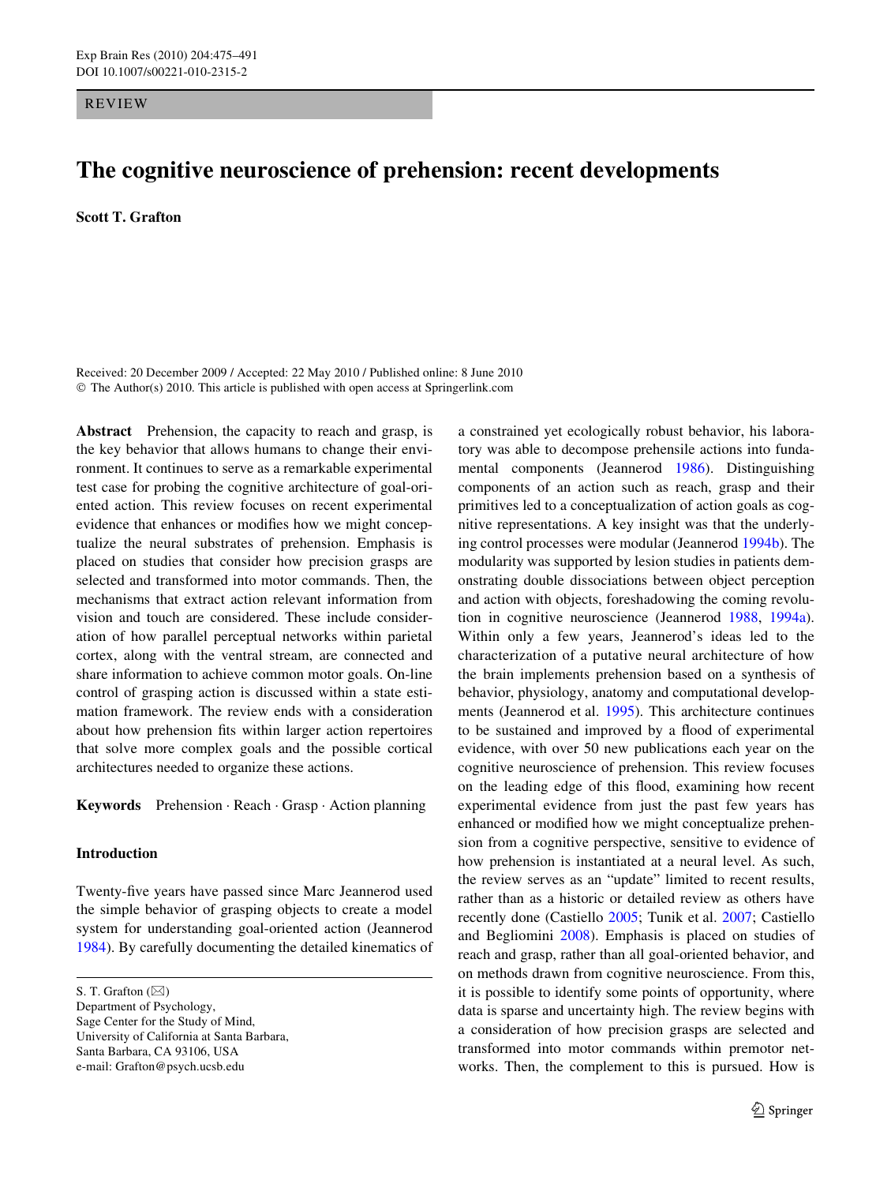REVIEW

# The cognitive neuroscience of prehension: recent developments

**Scott T. Grafton**

Received: 20 December 2009 / Accepted: 22 May 2010 / Published online: 8 June 2010
© The Author(s) 2010. This article is published with open access at Springerlink.com

**Abstract** Prehension, the capacity to reach and grasp, is the key behavior that allows humans to change their environment. It continues to serve as a remarkable experimental test case for probing the cognitive architecture of goal-oriented action. This review focuses on recent experimental evidence that enhances or modifies how we might conceptualize the neural substrates of prehension. Emphasis is placed on studies that consider how precision grasps are selected and transformed into motor commands. Then, the mechanisms that extract action relevant information from vision and touch are considered. These include consideration of how parallel perceptual networks within parietal cortex, along with the ventral stream, are connected and share information to achieve common motor goals. On-line control of grasping action is discussed within a state estimation framework. The review ends with a consideration about how prehension fits within larger action repertoires that solve more complex goals and the possible cortical architectures needed to organize these actions.

**Keywords** Prehension · Reach · Grasp · Action planning

S. T. Grafton (✉)
Department of Psychology,
Sage Center for the Study of Mind,
University of California at Santa Barbara,
Santa Barbara, CA 93106, USA
e-mail: Grafton@psych.ucsb.edu

## Introduction

Twenty-five years have passed since Marc Jeannerod used the simple behavior of grasping objects to create a model system for understanding goal-oriented action (Jeannerod 1984). By carefully documenting the detailed kinematics of a constrained yet ecologically robust behavior, his laboratory was able to decompose prehensile actions into fundamental components (Jeannerod 1986). Distinguishing components of an action such as reach, grasp and their primitives led to a conceptualization of action goals as cognitive representations. A key insight was that the underlying control processes were modular (Jeannerod 1994b). The modularity was supported by lesion studies in patients demonstrating double dissociations between object perception and action with objects, foreshadowing the coming revolution in cognitive neuroscience (Jeannerod 1988, 1994a). Within only a few years, Jeannerod's ideas led to the characterization of a putative neural architecture of how the brain implements prehension based on a synthesis of behavior, physiology, anatomy and computational developments (Jeannerod et al. 1995). This architecture continues to be sustained and improved by a flood of experimental evidence, with over 50 new publications each year on the cognitive neuroscience of prehension. This review focuses on the leading edge of this flood, examining how recent experimental evidence from just the past few years has enhanced or modified how we might conceptualize prehension from a cognitive perspective, sensitive to evidence of how prehension is instantiated at a neural level. As such, the review serves as an "update" limited to recent results, rather than as a historic or detailed review as others have recently done (Castiello 2005; Tunik et al. 2007; Castiello and Begliomini 2008). Emphasis is placed on studies of reach and grasp, rather than all goal-oriented behavior, and on methods drawn from cognitive neuroscience. From this, it is possible to identify some points of opportunity, where data is sparse and uncertainty high. The review begins with a consideration of how precision grasps are selected and transformed into motor commands within premotor networks. Then, the complement to this is pursued. How is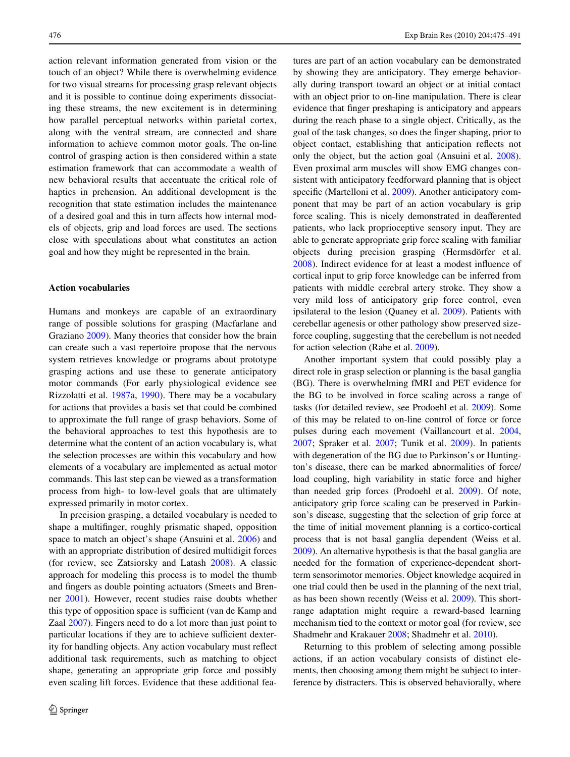action relevant information generated from vision or the touch of an object? While there is overwhelming evidence for two visual streams for processing grasp relevant objects and it is possible to continue doing experiments dissociating these streams, the new excitement is in determining how parallel perceptual networks within parietal cortex, along with the ventral stream, are connected and share information to achieve common motor goals. The on-line control of grasping action is then considered within a state estimation framework that can accommodate a wealth of new behavioral results that accentuate the critical role of haptics in prehension. An additional development is the recognition that state estimation includes the maintenance of a desired goal and this in turn affects how internal models of objects, grip and load forces are used. The sections close with speculations about what constitutes an action goal and how they might be represented in the brain.

## Action vocabularies

Humans and monkeys are capable of an extraordinary range of possible solutions for grasping (Macfarlane and Graziano 2009). Many theories that consider how the brain can create such a vast repertoire propose that the nervous system retrieves knowledge or programs about prototype grasping actions and use these to generate anticipatory motor commands (For early physiological evidence see Rizzolatti et al. 1987a, 1990). There may be a vocabulary for actions that provides a basis set that could be combined to approximate the full range of grasp behaviors. Some of the behavioral approaches to test this hypothesis are to determine what the content of an action vocabulary is, what the selection processes are within this vocabulary and how elements of a vocabulary are implemented as actual motor commands. This last step can be viewed as a transformation process from high- to low-level goals that are ultimately expressed primarily in motor cortex.

In precision grasping, a detailed vocabulary is needed to shape a multifinger, roughly prismatic shaped, opposition space to match an object's shape (Ansuini et al. 2006) and with an appropriate distribution of desired multidigit forces (for review, see Zatsiorsky and Latash 2008). A classic approach for modeling this process is to model the thumb and fingers as double pointing actuators (Smeets and Brenner 2001). However, recent studies raise doubts whether this type of opposition space is sufficient (van de Kamp and Zaal 2007). Fingers need to do a lot more than just point to particular locations if they are to achieve sufficient dexterity for handling objects. Any action vocabulary must reflect additional task requirements, such as matching to object shape, generating an appropriate grip force and possibly even scaling lift forces. Evidence that these additional features are part of an action vocabulary can be demonstrated by showing they are anticipatory. They emerge behaviorally during transport toward an object or at initial contact with an object prior to on-line manipulation. There is clear evidence that finger preshaping is anticipatory and appears during the reach phase to a single object. Critically, as the goal of the task changes, so does the finger shaping, prior to object contact, establishing that anticipation reflects not only the object, but the action goal (Ansuini et al. 2008). Even proximal arm muscles will show EMG changes consistent with anticipatory feedforward planning that is object specific (Martelloni et al. 2009). Another anticipatory component that may be part of an action vocabulary is grip force scaling. This is nicely demonstrated in deafferented patients, who lack proprioceptive sensory input. They are able to generate appropriate grip force scaling with familiar objects during precision grasping (Hermsdörfer et al. 2008). Indirect evidence for at least a modest influence of cortical input to grip force knowledge can be inferred from patients with middle cerebral artery stroke. They show a very mild loss of anticipatory grip force control, even ipsilateral to the lesion (Quaney et al. 2009). Patients with cerebellar agenesis or other pathology show preserved size-force coupling, suggesting that the cerebellum is not needed for action selection (Rabe et al. 2009).

Another important system that could possibly play a direct role in grasp selection or planning is the basal ganglia (BG). There is overwhelming fMRI and PET evidence for the BG to be involved in force scaling across a range of tasks (for detailed review, see Prodoehl et al. 2009). Some of this may be related to on-line control of force or force pulses during each movement (Vaillancourt et al. 2004, 2007; Spraker et al. 2007; Tunik et al. 2009). In patients with degeneration of the BG due to Parkinson's or Huntington's disease, there can be marked abnormalities of force/load coupling, high variability in static force and higher than needed grip forces (Prodoehl et al. 2009). Of note, anticipatory grip force scaling can be preserved in Parkinson's disease, suggesting that the selection of grip force at the time of initial movement planning is a cortico-cortical process that is not basal ganglia dependent (Weiss et al. 2009). An alternative hypothesis is that the basal ganglia are needed for the formation of experience-dependent short-term sensorimotor memories. Object knowledge acquired in one trial could then be used in the planning of the next trial, as has been shown recently (Weiss et al. 2009). This short-range adaptation might require a reward-based learning mechanism tied to the context or motor goal (for review, see Shadmehr and Krakauer 2008; Shadmehr et al. 2010).

Returning to this problem of selecting among possible actions, if an action vocabulary consists of distinct elements, then choosing among them might be subject to interference by distracters. This is observed behaviorally, where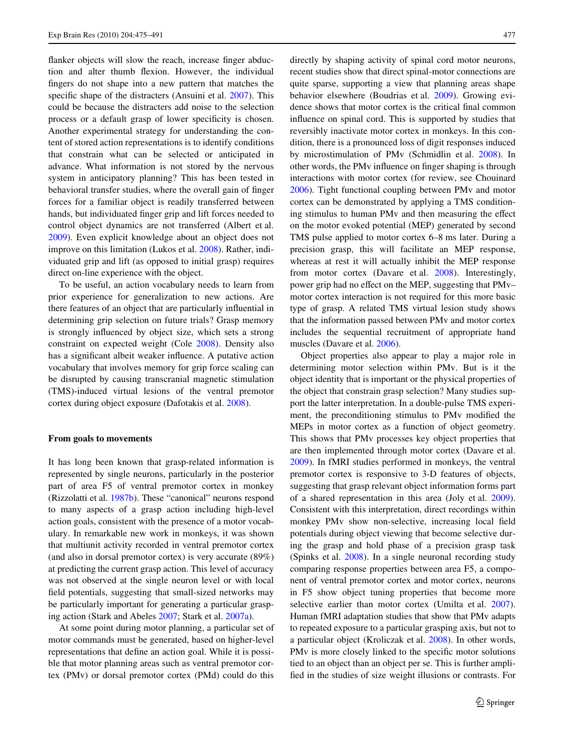flanker objects will slow the reach, increase finger abduction and alter thumb flexion. However, the individual fingers do not shape into a new pattern that matches the specific shape of the distracters (Ansuini et al. 2007). This could be because the distracters add noise to the selection process or a default grasp of lower specificity is chosen. Another experimental strategy for understanding the content of stored action representations is to identify conditions that constrain what can be selected or anticipated in advance. What information is not stored by the nervous system in anticipatory planning? This has been tested in behavioral transfer studies, where the overall gain of finger forces for a familiar object is readily transferred between hands, but individuated finger grip and lift forces needed to control object dynamics are not transferred (Albert et al. 2009). Even explicit knowledge about an object does not improve on this limitation (Lukos et al. 2008). Rather, individuated grip and lift (as opposed to initial grasp) requires direct on-line experience with the object.

To be useful, an action vocabulary needs to learn from prior experience for generalization to new actions. Are there features of an object that are particularly influential in determining grip selection on future trials? Grasp memory is strongly influenced by object size, which sets a strong constraint on expected weight (Cole 2008). Density also has a significant albeit weaker influence. A putative action vocabulary that involves memory for grip force scaling can be disrupted by causing transcranial magnetic stimulation (TMS)-induced virtual lesions of the ventral premotor cortex during object exposure (Dafotakis et al. 2008).

## From goals to movements

It has long been known that grasp-related information is represented by single neurons, particularly in the posterior part of area F5 of ventral premotor cortex in monkey (Rizzolatti et al. 1987b). These "canonical" neurons respond to many aspects of a grasp action including high-level action goals, consistent with the presence of a motor vocabulary. In remarkable new work in monkeys, it was shown that multiunit activity recorded in ventral premotor cortex (and also in dorsal premotor cortex) is very accurate (89%) at predicting the current grasp action. This level of accuracy was not observed at the single neuron level or with local field potentials, suggesting that small-sized networks may be particularly important for generating a particular grasping action (Stark and Abeles 2007; Stark et al. 2007a).

At some point during motor planning, a particular set of motor commands must be generated, based on higher-level representations that define an action goal. While it is possible that motor planning areas such as ventral premotor cortex (PMv) or dorsal premotor cortex (PMd) could do this directly by shaping activity of spinal cord motor neurons, recent studies show that direct spinal-motor connections are quite sparse, supporting a view that planning areas shape behavior elsewhere (Boudrias et al. 2009). Growing evidence shows that motor cortex is the critical final common influence on spinal cord. This is supported by studies that reversibly inactivate motor cortex in monkeys. In this condition, there is a pronounced loss of digit responses induced by microstimulation of PMv (Schmidlin et al. 2008). In other words, the PMv influence on finger shaping is through interactions with motor cortex (for review, see Chouinard 2006). Tight functional coupling between PMv and motor cortex can be demonstrated by applying a TMS conditioning stimulus to human PMv and then measuring the effect on the motor evoked potential (MEP) generated by second TMS pulse applied to motor cortex 6–8 ms later. During a precision grasp, this will facilitate an MEP response, whereas at rest it will actually inhibit the MEP response from motor cortex (Davare et al. 2008). Interestingly, power grip had no effect on the MEP, suggesting that PMv–motor cortex interaction is not required for this more basic type of grasp. A related TMS virtual lesion study shows that the information passed between PMv and motor cortex includes the sequential recruitment of appropriate hand muscles (Davare et al. 2006).

Object properties also appear to play a major role in determining motor selection within PMv. But is it the object identity that is important or the physical properties of the object that constrain grasp selection? Many studies support the latter interpretation. In a double-pulse TMS experiment, the preconditioning stimulus to PMv modified the MEPs in motor cortex as a function of object geometry. This shows that PMv processes key object properties that are then implemented through motor cortex (Davare et al. 2009). In fMRI studies performed in monkeys, the ventral premotor cortex is responsive to 3-D features of objects, suggesting that grasp relevant object information forms part of a shared representation in this area (Joly et al. 2009). Consistent with this interpretation, direct recordings within monkey PMv show non-selective, increasing local field potentials during object viewing that become selective during the grasp and hold phase of a precision grasp task (Spinks et al. 2008). In a single neuronal recording study comparing response properties between area F5, a component of ventral premotor cortex and motor cortex, neurons in F5 show object tuning properties that become more selective earlier than motor cortex (Umilta et al. 2007). Human fMRI adaptation studies that show that PMv adapts to repeated exposure to a particular grasping axis, but not to a particular object (Kroliczak et al. 2008). In other words, PMv is more closely linked to the specific motor solutions tied to an object than an object per se. This is further amplified in the studies of size weight illusions or contrasts. For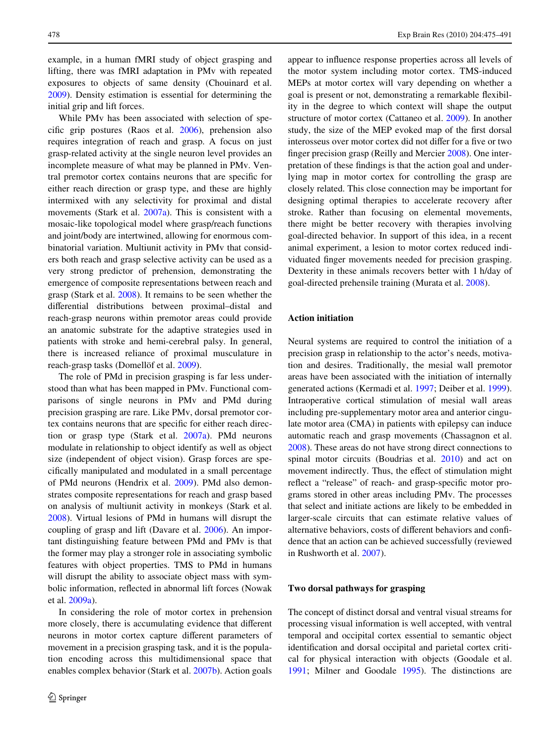example, in a human fMRI study of object grasping and lifting, there was fMRI adaptation in PMv with repeated exposures to objects of same density (Chouinard et al. 2009). Density estimation is essential for determining the initial grip and lift forces.

While PMv has been associated with selection of specific grip postures (Raos et al. 2006), prehension also requires integration of reach and grasp. A focus on just grasp-related activity at the single neuron level provides an incomplete measure of what may be planned in PMv. Ventral premotor cortex contains neurons that are specific for either reach direction or grasp type, and these are highly intermixed with any selectivity for proximal and distal movements (Stark et al. 2007a). This is consistent with a mosaic-like topological model where grasp/reach functions and joint/body are intertwined, allowing for enormous combinatorial variation. Multiunit activity in PMv that considers both reach and grasp selective activity can be used as a very strong predictor of prehension, demonstrating the emergence of composite representations between reach and grasp (Stark et al. 2008). It remains to be seen whether the differential distributions between proximal–distal and reach-grasp neurons within premotor areas could provide an anatomic substrate for the adaptive strategies used in patients with stroke and hemi-cerebral palsy. In general, there is increased reliance of proximal musculature in reach-grasp tasks (Domellöf et al. 2009).

The role of PMd in precision grasping is far less understood than what has been mapped in PMv. Functional comparisons of single neurons in PMv and PMd during precision grasping are rare. Like PMv, dorsal premotor cortex contains neurons that are specific for either reach direction or grasp type (Stark et al. 2007a). PMd neurons modulate in relationship to object identify as well as object size (independent of object vision). Grasp forces are specifically manipulated and modulated in a small percentage of PMd neurons (Hendrix et al. 2009). PMd also demonstrates composite representations for reach and grasp based on analysis of multiunit activity in monkeys (Stark et al. 2008). Virtual lesions of PMd in humans will disrupt the coupling of grasp and lift (Davare et al. 2006). An important distinguishing feature between PMd and PMv is that the former may play a stronger role in associating symbolic features with object properties. TMS to PMd in humans will disrupt the ability to associate object mass with symbolic information, reflected in abnormal lift forces (Nowak et al. 2009a).

In considering the role of motor cortex in prehension more closely, there is accumulating evidence that different neurons in motor cortex capture different parameters of movement in a precision grasping task, and it is the population encoding across this multidimensional space that enables complex behavior (Stark et al. 2007b). Action goals appear to influence response properties across all levels of the motor system including motor cortex. TMS-induced MEPs at motor cortex will vary depending on whether a goal is present or not, demonstrating a remarkable flexibility in the degree to which context will shape the output structure of motor cortex (Cattaneo et al. 2009). In another study, the size of the MEP evoked map of the first dorsal interosseus over motor cortex did not differ for a five or two finger precision grasp (Reilly and Mercier 2008). One interpretation of these findings is that the action goal and underlying map in motor cortex for controlling the grasp are closely related. This close connection may be important for designing optimal therapies to accelerate recovery after stroke. Rather than focusing on elemental movements, there might be better recovery with therapies involving goal-directed behavior. In support of this idea, in a recent animal experiment, a lesion to motor cortex reduced individuated finger movements needed for precision grasping. Dexterity in these animals recovers better with 1 h/day of goal-directed prehensile training (Murata et al. 2008).

## Action initiation

Neural systems are required to control the initiation of a precision grasp in relationship to the actor's needs, motivation and desires. Traditionally, the mesial wall premotor areas have been associated with the initiation of internally generated actions (Kermadi et al. 1997; Deiber et al. 1999). Intraoperative cortical stimulation of mesial wall areas including pre-supplementary motor area and anterior cingulate motor area (CMA) in patients with epilepsy can induce automatic reach and grasp movements (Chassagnon et al. 2008). These areas do not have strong direct connections to spinal motor circuits (Boudrias et al. 2010) and act on movement indirectly. Thus, the effect of stimulation might reflect a "release" of reach- and grasp-specific motor programs stored in other areas including PMv. The processes that select and initiate actions are likely to be embedded in larger-scale circuits that can estimate relative values of alternative behaviors, costs of different behaviors and confidence that an action can be achieved successfully (reviewed in Rushworth et al. 2007).

## Two dorsal pathways for grasping

The concept of distinct dorsal and ventral visual streams for processing visual information is well accepted, with ventral temporal and occipital cortex essential to semantic object identification and dorsal occipital and parietal cortex critical for physical interaction with objects (Goodale et al. 1991; Milner and Goodale 1995). The distinctions are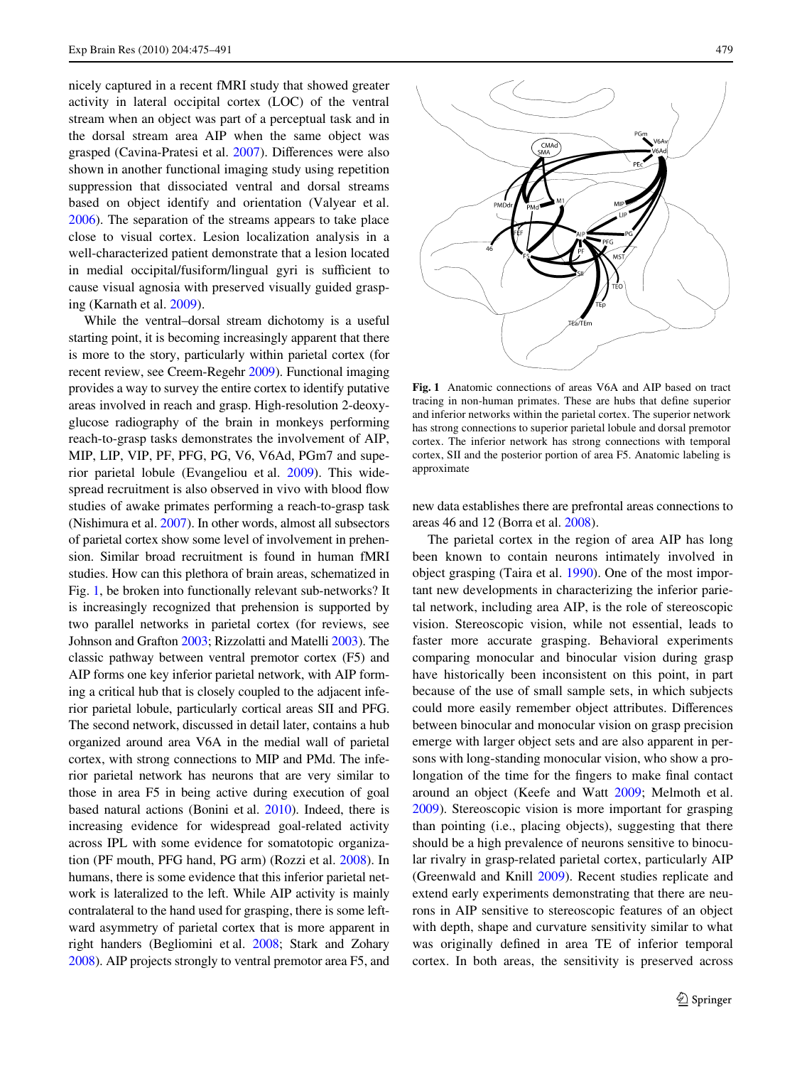nicely captured in a recent fMRI study that showed greater activity in lateral occipital cortex (LOC) of the ventral stream when an object was part of a perceptual task and in the dorsal stream area AIP when the same object was grasped (Cavina-Pratesi et al. 2007). Differences were also shown in another functional imaging study using repetition suppression that dissociated ventral and dorsal streams based on object identity and orientation (Valyear et al. 2006). The separation of the streams appears to take place close to visual cortex. Lesion localization analysis in a well-characterized patient demonstrate that a lesion located in medial occipital/fusiform/lingual gyri is sufficient to cause visual agnosia with preserved visually guided grasping (Karnath et al. 2009).

While the ventral–dorsal stream dichotomy is a useful starting point, it is becoming increasingly apparent that there is more to the story, particularly within parietal cortex (for recent review, see Creem-Regehr 2009). Functional imaging provides a way to survey the entire cortex to identify putative areas involved in reach and grasp. High-resolution 2-deoxyglucose radiography of the brain in monkeys performing reach-to-grasp tasks demonstrates the involvement of AIP, MIP, LIP, VIP, PF, PFG, PG, V6, V6Ad, PGm7 and superior parietal lobule (Evangeliou et al. 2009). This widespread recruitment is also observed in vivo with blood flow studies of awake primates performing a reach-to-grasp task (Nishimura et al. 2007). In other words, almost all subsectors of parietal cortex show some level of involvement in prehension. Similar broad recruitment is found in human fMRI studies. How can this plethora of brain areas, schematized in Fig. 1, be broken into functionally relevant sub-networks? It is increasingly recognized that prehension is supported by two parallel networks in parietal cortex (for reviews, see Johnson and Grafton 2003; Rizzolatti and Matelli 2003). The classic pathway between ventral premotor cortex (F5) and AIP forms one key inferior parietal network, with AIP forming a critical hub that is closely coupled to the adjacent inferior parietal lobule, particularly cortical areas SII and PFG. The second network, discussed in detail later, contains a hub organized around area V6A in the medial wall of parietal cortex, with strong connections to MIP and PMd. The inferior parietal network has neurons that are very similar to those in area F5 in being active during execution of goal based natural actions (Bonini et al. 2010). Indeed, there is increasing evidence for widespread goal-related activity across IPL with some evidence for somatotopic organization (PF mouth, PFG hand, PG arm) (Rozzi et al. 2008). In humans, there is some evidence that this inferior parietal network is lateralized to the left. While AIP activity is mainly contralateral to the hand used for grasping, there is some leftward asymmetry of parietal cortex that is more apparent in right handers (Begliomini et al. 2008; Stark and Zohary 2008). AIP projects strongly to ventral premotor area F5, and new data establishes there are prefrontal areas connections to areas 46 and 12 (Borra et al. 2008).

**Fig. 1** Anatomic connections of areas V6A and AIP based on tract tracing in non-human primates. These are hubs that define superior and inferior networks within the parietal cortex. The superior network has strong connections to superior parietal lobule and dorsal premotor cortex. The inferior network has strong connections with temporal cortex, SII and the posterior portion of area F5. Anatomic labeling is approximate

The parietal cortex in the region of area AIP has long been known to contain neurons intimately involved in object grasping (Taira et al. 1990). One of the most important new developments in characterizing the inferior parietal network, including area AIP, is the role of stereoscopic vision. Stereoscopic vision, while not essential, leads to faster more accurate grasping. Behavioral experiments comparing monocular and binocular vision during grasp have historically been inconsistent on this point, in part because of the use of small sample sets, in which subjects could more easily remember object attributes. Differences between binocular and monocular vision on grasp precision emerge with larger object sets and are also apparent in persons with long-standing monocular vision, who show a prolongation of the time for the fingers to make final contact around an object (Keefe and Watt 2009; Melmoth et al. 2009). Stereoscopic vision is more important for grasping than pointing (i.e., placing objects), suggesting that there should be a high prevalence of neurons sensitive to binocular rivalry in grasp-related parietal cortex, particularly AIP (Greenwald and Knill 2009). Recent studies replicate and extend early experiments demonstrating that there are neurons in AIP sensitive to stereoscopic features of an object with depth, shape and curvature sensitivity similar to what was originally defined in area TE of inferior temporal cortex. In both areas, the sensitivity is preserved across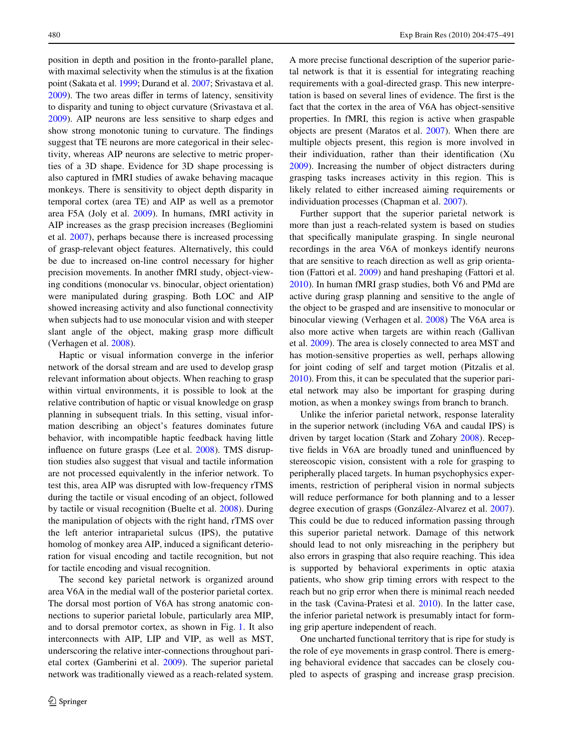position in depth and position in the fronto-parallel plane, with maximal selectivity when the stimulus is at the fixation point (Sakata et al. 1999; Durand et al. 2007; Srivastava et al. 2009). The two areas differ in terms of latency, sensitivity to disparity and tuning to object curvature (Srivastava et al. 2009). AIP neurons are less sensitive to sharp edges and show strong monotonic tuning to curvature. The findings suggest that TE neurons are more categorical in their selectivity, whereas AIP neurons are selective to metric properties of a 3D shape. Evidence for 3D shape processing is also captured in fMRI studies of awake behaving macaque monkeys. There is sensitivity to object depth disparity in temporal cortex (area TE) and AIP as well as a premotor area F5A (Joly et al. 2009). In humans, fMRI activity in AIP increases as the grasp precision increases (Begliomini et al. 2007), perhaps because there is increased processing of grasp-relevant object features. Alternatively, this could be due to increased on-line control necessary for higher precision movements. In another fMRI study, object-viewing conditions (monocular vs. binocular, object orientation) were manipulated during grasping. Both LOC and AIP showed increasing activity and also functional connectivity when subjects had to use monocular vision and with steeper slant angle of the object, making grasp more difficult (Verhagen et al. 2008).

Haptic or visual information converge in the inferior network of the dorsal stream and are used to develop grasp relevant information about objects. When reaching to grasp within virtual environments, it is possible to look at the relative contribution of haptic or visual knowledge on grasp planning in subsequent trials. In this setting, visual information describing an object's features dominates future behavior, with incompatible haptic feedback having little influence on future grasps (Lee et al. 2008). TMS disruption studies also suggest that visual and tactile information are not processed equivalently in the inferior network. To test this, area AIP was disrupted with low-frequency rTMS during the tactile or visual encoding of an object, followed by tactile or visual recognition (Buelte et al. 2008). During the manipulation of objects with the right hand, rTMS over the left anterior intraparietal sulcus (IPS), the putative homolog of monkey area AIP, induced a significant deterioration for visual encoding and tactile recognition, but not for tactile encoding and visual recognition.

The second key parietal network is organized around area V6A in the medial wall of the posterior parietal cortex. The dorsal most portion of V6A has strong anatomic connections to superior parietal lobule, particularly area MIP, and to dorsal premotor cortex, as shown in Fig. 1. It also interconnects with AIP, LIP and VIP, as well as MST, underscoring the relative inter-connections throughout parietal cortex (Gamberini et al. 2009). The superior parietal network was traditionally viewed as a reach-related system. A more precise functional description of the superior parietal network is that it is essential for integrating reaching requirements with a goal-directed grasp. This new interpretation is based on several lines of evidence. The first is the fact that the cortex in the area of V6A has object-sensitive properties. In fMRI, this region is active when graspable objects are present (Maratos et al. 2007). When there are multiple objects present, this region is more involved in their individuation, rather than their identification (Xu 2009). Increasing the number of object distracters during grasping tasks increases activity in this region. This is likely related to either increased aiming requirements or individuation processes (Chapman et al. 2007).

Further support that the superior parietal network is more than just a reach-related system is based on studies that specifically manipulate grasping. In single neuronal recordings in the area V6A of monkeys identify neurons that are sensitive to reach direction as well as grip orientation (Fattori et al. 2009) and hand preshaping (Fattori et al. 2010). In human fMRI grasp studies, both V6 and PMd are active during grasp planning and sensitive to the angle of the object to be grasped and are insensitive to monocular or binocular viewing (Verhagen et al. 2008) The V6A area is also more active when targets are within reach (Gallivan et al. 2009). The area is closely connected to area MST and has motion-sensitive properties as well, perhaps allowing for joint coding of self and target motion (Pitzalis et al. 2010). From this, it can be speculated that the superior parietal network may also be important for grasping during motion, as when a monkey swings from branch to branch.

Unlike the inferior parietal network, response laterality in the superior network (including V6A and caudal IPS) is driven by target location (Stark and Zohary 2008). Receptive fields in V6A are broadly tuned and uninfluenced by stereoscopic vision, consistent with a role for grasping to peripherally placed targets. In human psychophysics experiments, restriction of peripheral vision in normal subjects will reduce performance for both planning and to a lesser degree execution of grasps (González-Alvarez et al. 2007). This could be due to reduced information passing through this superior parietal network. Damage of this network should lead to not only misreaching in the periphery but also errors in grasping that also require reaching. This idea is supported by behavioral experiments in optic ataxia patients, who show grip timing errors with respect to the reach but no grip error when there is minimal reach needed in the task (Cavina-Pratesi et al. 2010). In the latter case, the inferior parietal network is presumably intact for forming grip aperture independent of reach.

One uncharted functional territory that is ripe for study is the role of eye movements in grasp control. There is emerging behavioral evidence that saccades can be closely coupled to aspects of grasping and increase grasp precision.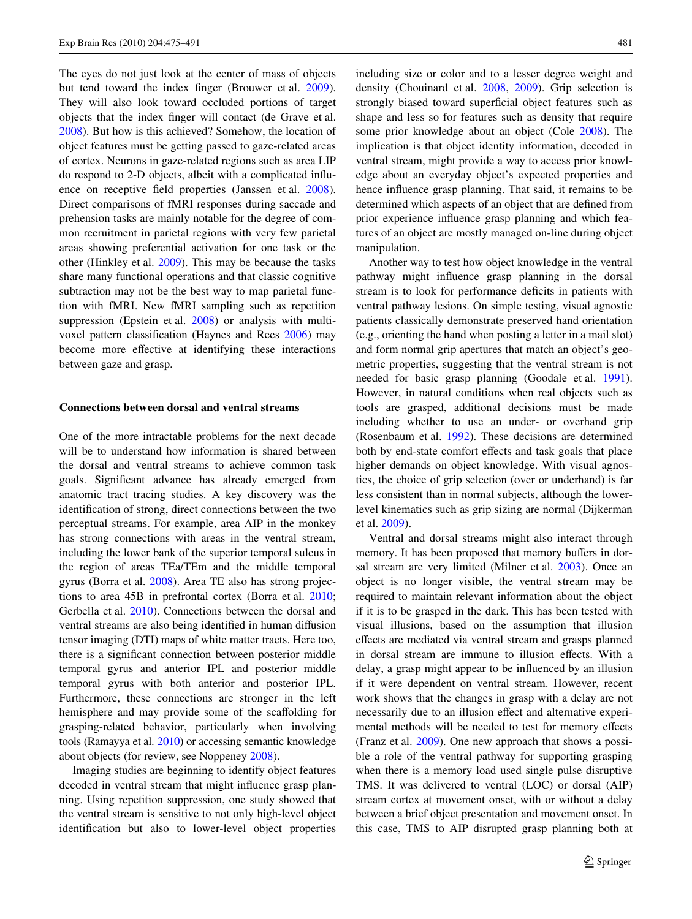The eyes do not just look at the center of mass of objects but tend toward the index finger (Brouwer et al. 2009). They will also look toward occluded portions of target objects that the index finger will contact (de Grave et al. 2008). But how is this achieved? Somehow, the location of object features must be getting passed to gaze-related areas of cortex. Neurons in gaze-related regions such as area LIP do respond to 2-D objects, albeit with a complicated influence on receptive field properties (Janssen et al. 2008). Direct comparisons of fMRI responses during saccade and prehension tasks are mainly notable for the degree of common recruitment in parietal regions with very few parietal areas showing preferential activation for one task or the other (Hinkley et al. 2009). This may be because the tasks share many functional operations and that classic cognitive subtraction may not be the best way to map parietal function with fMRI. New fMRI sampling such as repetition suppression (Epstein et al. 2008) or analysis with multi-voxel pattern classification (Haynes and Rees 2006) may become more effective at identifying these interactions between gaze and grasp.

#### Connections between dorsal and ventral streams

One of the more intractable problems for the next decade will be to understand how information is shared between the dorsal and ventral streams to achieve common task goals. Significant advance has already emerged from anatomic tract tracing studies. A key discovery was the identification of strong, direct connections between the two perceptual streams. For example, area AIP in the monkey has strong connections with areas in the ventral stream, including the lower bank of the superior temporal sulcus in the region of areas TEa/TEm and the middle temporal gyrus (Borra et al. 2008). Area TE also has strong projections to area 45B in prefrontal cortex (Borra et al. 2010; Gerbella et al. 2010). Connections between the dorsal and ventral streams are also being identified in human diffusion tensor imaging (DTI) maps of white matter tracts. Here too, there is a significant connection between posterior middle temporal gyrus and anterior IPL and posterior middle temporal gyrus with both anterior and posterior IPL. Furthermore, these connections are stronger in the left hemisphere and may provide some of the scaffolding for grasping-related behavior, particularly when involving tools (Ramayya et al. 2010) or accessing semantic knowledge about objects (for review, see Noppeney 2008).

Imaging studies are beginning to identify object features decoded in ventral stream that might influence grasp planning. Using repetition suppression, one study showed that the ventral stream is sensitive to not only high-level object identification but also to lower-level object properties including size or color and to a lesser degree weight and density (Chouinard et al. 2008, 2009). Grip selection is strongly biased toward superficial object features such as shape and less so for features such as density that require some prior knowledge about an object (Cole 2008). The implication is that object identity information, decoded in ventral stream, might provide a way to access prior knowledge about an everyday object's expected properties and hence influence grasp planning. That said, it remains to be determined which aspects of an object that are defined from prior experience influence grasp planning and which features of an object are mostly managed on-line during object manipulation.

Another way to test how object knowledge in the ventral pathway might influence grasp planning in the dorsal stream is to look for performance deficits in patients with ventral pathway lesions. On simple testing, visual agnostic patients classically demonstrate preserved hand orientation (e.g., orienting the hand when posting a letter in a mail slot) and form normal grip apertures that match an object's geometric properties, suggesting that the ventral stream is not needed for basic grasp planning (Goodale et al. 1991). However, in natural conditions when real objects such as tools are grasped, additional decisions must be made including whether to use an under- or overhand grip (Rosenbaum et al. 1992). These decisions are determined both by end-state comfort effects and task goals that place higher demands on object knowledge. With visual agnostics, the choice of grip selection (over or underhand) is far less consistent than in normal subjects, although the lower-level kinematics such as grip sizing are normal (Dijkerman et al. 2009).

Ventral and dorsal streams might also interact through memory. It has been proposed that memory buffers in dorsal stream are very limited (Milner et al. 2003). Once an object is no longer visible, the ventral stream may be required to maintain relevant information about the object if it is to be grasped in the dark. This has been tested with visual illusions, based on the assumption that illusion effects are mediated via ventral stream and grasps planned in dorsal stream are immune to illusion effects. With a delay, a grasp might appear to be influenced by an illusion if it were dependent on ventral stream. However, recent work shows that the changes in grasp with a delay are not necessarily due to an illusion effect and alternative experimental methods will be needed to test for memory effects (Franz et al. 2009). One new approach that shows a possible a role of the ventral pathway for supporting grasping when there is a memory load used single pulse disruptive TMS. It was delivered to ventral (LOC) or dorsal (AIP) stream cortex at movement onset, with or without a delay between a brief object presentation and movement onset. In this case, TMS to AIP disrupted grasp planning both at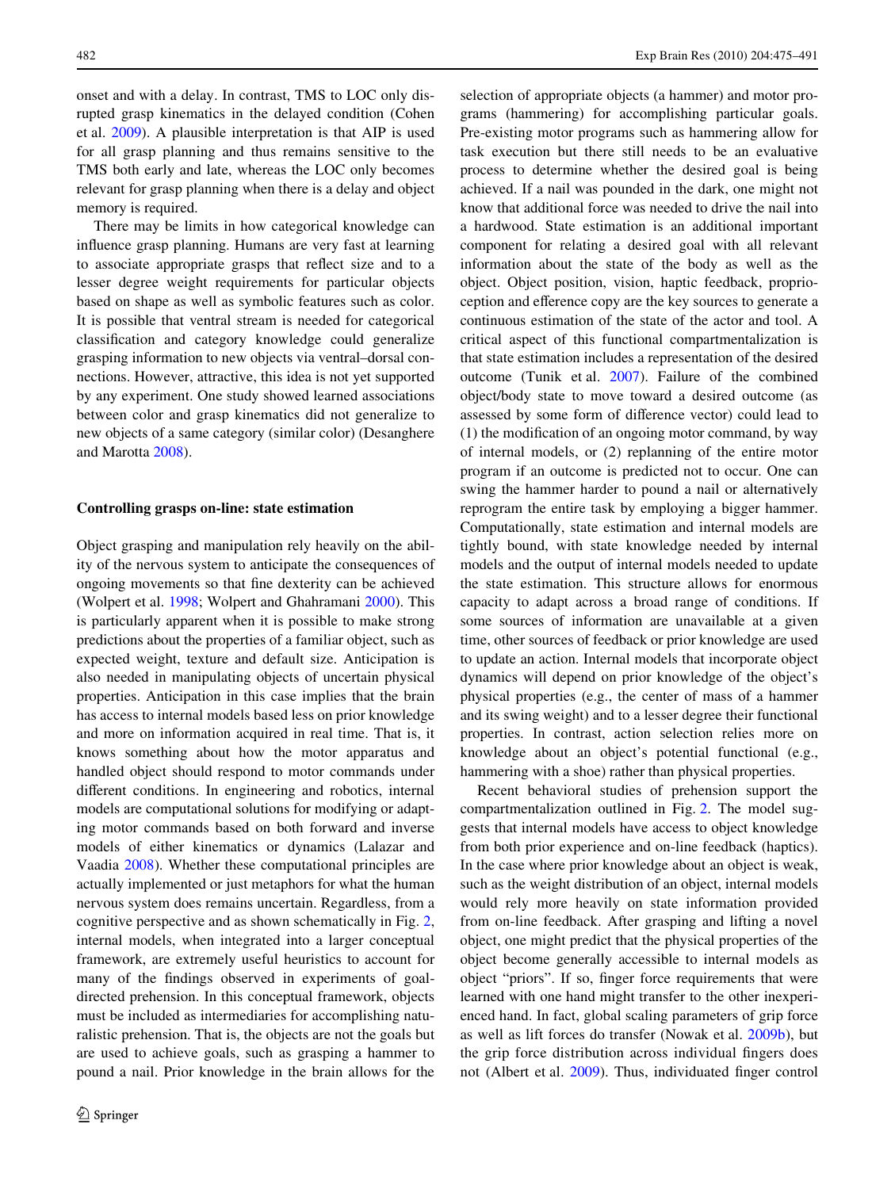onset and with a delay. In contrast, TMS to LOC only disrupted grasp kinematics in the delayed condition (Cohen et al. 2009). A plausible interpretation is that AIP is used for all grasp planning and thus remains sensitive to the TMS both early and late, whereas the LOC only becomes relevant for grasp planning when there is a delay and object memory is required.

There may be limits in how categorical knowledge can influence grasp planning. Humans are very fast at learning to associate appropriate grasps that reflect size and to a lesser degree weight requirements for particular objects based on shape as well as symbolic features such as color. It is possible that ventral stream is needed for categorical classification and category knowledge could generalize grasping information to new objects via ventral–dorsal connections. However, attractive, this idea is not yet supported by any experiment. One study showed learned associations between color and grasp kinematics did not generalize to new objects of a same category (similar color) (Desanghere and Marotta 2008).

**Controlling grasps on-line: state estimation**

Object grasping and manipulation rely heavily on the ability of the nervous system to anticipate the consequences of ongoing movements so that fine dexterity can be achieved (Wolpert et al. 1998; Wolpert and Ghahramani 2000). This is particularly apparent when it is possible to make strong predictions about the properties of a familiar object, such as expected weight, texture and default size. Anticipation is also needed in manipulating objects of uncertain physical properties. Anticipation in this case implies that the brain has access to internal models based less on prior knowledge and more on information acquired in real time. That is, it knows something about how the motor apparatus and handled object should respond to motor commands under different conditions. In engineering and robotics, internal models are computational solutions for modifying or adapting motor commands based on both forward and inverse models of either kinematics or dynamics (Lalazar and Vaadia 2008). Whether these computational principles are actually implemented or just metaphors for what the human nervous system does remains uncertain. Regardless, from a cognitive perspective and as shown schematically in Fig. 2, internal models, when integrated into a larger conceptual framework, are extremely useful heuristics to account for many of the findings observed in experiments of goal-directed prehension. In this conceptual framework, objects must be included as intermediaries for accomplishing naturalistic prehension. That is, the objects are not the goals but are used to achieve goals, such as grasping a hammer to pound a nail. Prior knowledge in the brain allows for the selection of appropriate objects (a hammer) and motor programs (hammering) for accomplishing particular goals. Pre-existing motor programs such as hammering allow for task execution but there still needs to be an evaluative process to determine whether the desired goal is being achieved. If a nail was pounded in the dark, one might not know that additional force was needed to drive the nail into a hardwood. State estimation is an additional important component for relating a desired goal with all relevant information about the state of the body as well as the object. Object position, vision, haptic feedback, proprioception and efference copy are the key sources to generate a continuous estimation of the state of the actor and tool. A critical aspect of this functional compartmentalization is that state estimation includes a representation of the desired outcome (Tunik et al. 2007). Failure of the combined object/body state to move toward a desired outcome (as assessed by some form of difference vector) could lead to (1) the modification of an ongoing motor command, by way of internal models, or (2) replanning of the entire motor program if an outcome is predicted not to occur. One can swing the hammer harder to pound a nail or alternatively reprogram the entire task by employing a bigger hammer. Computationally, state estimation and internal models are tightly bound, with state knowledge needed by internal models and the output of internal models needed to update the state estimation. This structure allows for enormous capacity to adapt across a broad range of conditions. If some sources of information are unavailable at a given time, other sources of feedback or prior knowledge are used to update an action. Internal models that incorporate object dynamics will depend on prior knowledge of the object's physical properties (e.g., the center of mass of a hammer and its swing weight) and to a lesser degree their functional properties. In contrast, action selection relies more on knowledge about an object's potential functional (e.g., hammering with a shoe) rather than physical properties.

Recent behavioral studies of prehension support the compartmentalization outlined in Fig. 2. The model suggests that internal models have access to object knowledge from both prior experience and on-line feedback (haptics). In the case where prior knowledge about an object is weak, such as the weight distribution of an object, internal models would rely more heavily on state information provided from on-line feedback. After grasping and lifting a novel object, one might predict that the physical properties of the object become generally accessible to internal models as object "priors". If so, finger force requirements that were learned with one hand might transfer to the other inexperienced hand. In fact, global scaling parameters of grip force as well as lift forces do transfer (Nowak et al. 2009b), but the grip force distribution across individual fingers does not (Albert et al. 2009). Thus, individuated finger control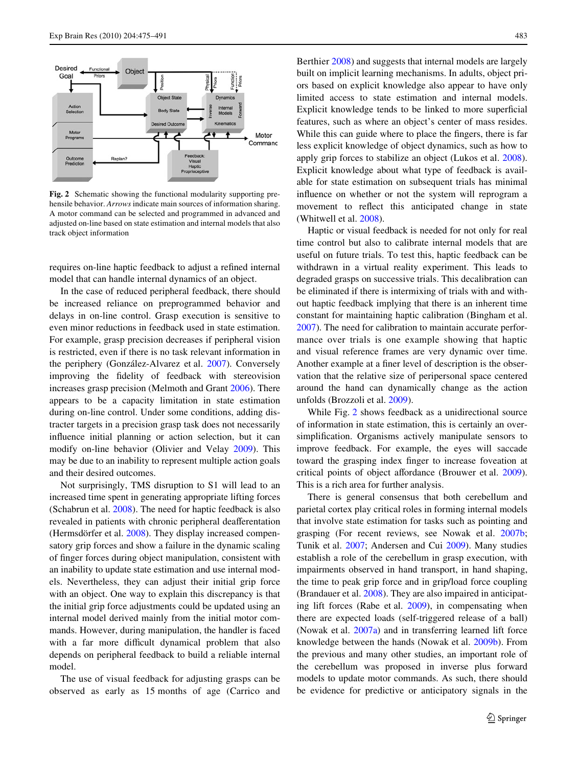**Fig. 2** Schematic showing the functional modularity supporting prehensile behavior. *Arrows* indicate main sources of information sharing. A motor command can be selected and programmed in advanced and adjusted on-line based on state estimation and internal models that also track object information

requires on-line haptic feedback to adjust a refined internal model that can handle internal dynamics of an object.

In the case of reduced peripheral feedback, there should be increased reliance on preprogrammed behavior and delays in on-line control. Grasp execution is sensitive to even minor reductions in feedback used in state estimation. For example, grasp precision decreases if peripheral vision is restricted, even if there is no task relevant information in the periphery (González-Alvarez et al. 2007). Conversely improving the fidelity of feedback with stereovision increases grasp precision (Melmoth and Grant 2006). There appears to be a capacity limitation in state estimation during on-line control. Under some conditions, adding distracter targets in a precision grasp task does not necessarily influence initial planning or action selection, but it can modify on-line behavior (Olivier and Velay 2009). This may be due to an inability to represent multiple action goals and their desired outcomes.

Not surprisingly, TMS disruption to S1 will lead to an increased time spent in generating appropriate lifting forces (Schabrun et al. 2008). The need for haptic feedback is also revealed in patients with chronic peripheral deafferentation (Hermsdörfer et al. 2008). They display increased compensatory grip forces and show a failure in the dynamic scaling of finger forces during object manipulation, consistent with an inability to update state estimation and use internal models. Nevertheless, they can adjust their initial grip force with an object. One way to explain this discrepancy is that the initial grip force adjustments could be updated using an internal model derived mainly from the initial motor commands. However, during manipulation, the handler is faced with a far more difficult dynamical problem that also depends on peripheral feedback to build a reliable internal model.

The use of visual feedback for adjusting grasps can be observed as early as 15 months of age (Carrico and Berthier 2008) and suggests that internal models are largely built on implicit learning mechanisms. In adults, object priors based on explicit knowledge also appear to have only limited access to state estimation and internal models. Explicit knowledge tends to be linked to more superficial features, such as where an object's center of mass resides. While this can guide where to place the fingers, there is far less explicit knowledge of object dynamics, such as how to apply grip forces to stabilize an object (Lukos et al. 2008). Explicit knowledge about what type of feedback is available for state estimation on subsequent trials has minimal influence on whether or not the system will reprogram a movement to reflect this anticipated change in state (Whitwell et al. 2008).

Haptic or visual feedback is needed for not only for real time control but also to calibrate internal models that are useful on future trials. To test this, haptic feedback can be withdrawn in a virtual reality experiment. This leads to degraded grasps on successive trials. This decalibration can be eliminated if there is intermixing of trials with and without haptic feedback implying that there is an inherent time constant for maintaining haptic calibration (Bingham et al. 2007). The need for calibration to maintain accurate performance over trials is one example showing that haptic and visual reference frames are very dynamic over time. Another example at a finer level of description is the observation that the relative size of peripersonal space centered around the hand can dynamically change as the action unfolds (Brozzoli et al. 2009).

While Fig. 2 shows feedback as a unidirectional source of information in state estimation, this is certainly an oversimplification. Organisms actively manipulate sensors to improve feedback. For example, the eyes will saccade toward the grasping index finger to increase foveation at critical points of object affordance (Brouwer et al. 2009). This is a rich area for further analysis.

There is general consensus that both cerebellum and parietal cortex play critical roles in forming internal models that involve state estimation for tasks such as pointing and grasping (For recent reviews, see Nowak et al. 2007b; Tunik et al. 2007; Andersen and Cui 2009). Many studies establish a role of the cerebellum in grasp execution, with impairments observed in hand transport, in hand shaping, the time to peak grip force and in grip/load force coupling (Brandauer et al. 2008). They are also impaired in anticipating lift forces (Rabe et al. 2009), in compensating when there are expected loads (self-triggered release of a ball) (Nowak et al. 2007a) and in transferring learned lift force knowledge between the hands (Nowak et al. 2009b). From the previous and many other studies, an important role of the cerebellum was proposed in inverse plus forward models to update motor commands. As such, there should be evidence for predictive or anticipatory signals in the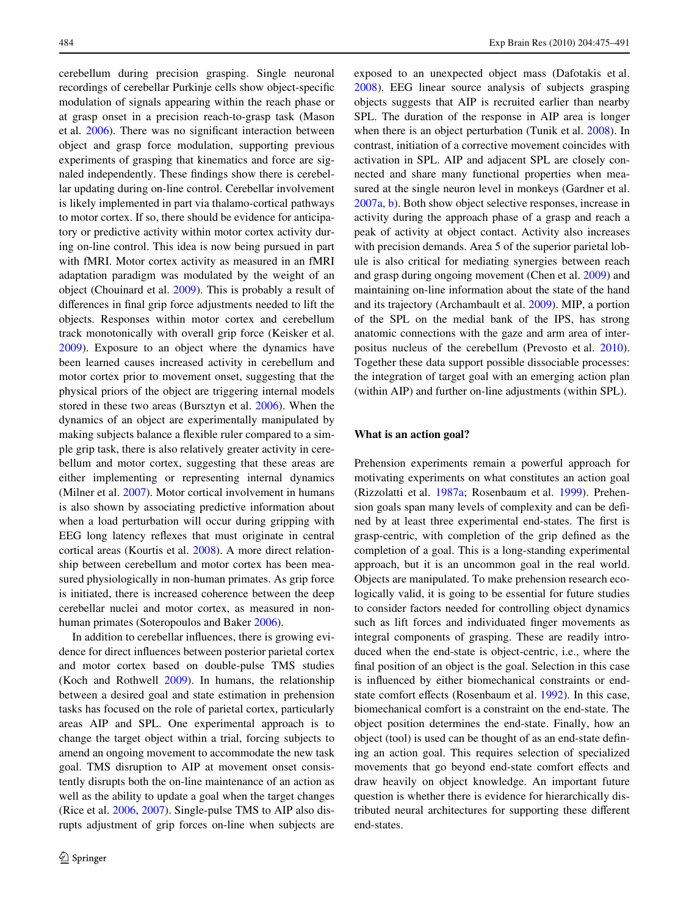cerebellum during precision grasping. Single neuronal recordings of cerebellar Purkinje cells show object-specific modulation of signals appearing within the reach phase or at grasp onset in a precision reach-to-grasp task (Mason et al. 2006). There was no significant interaction between object and grasp force modulation, supporting previous experiments of grasping that kinematics and force are signaled independently. These findings show there is cerebellar updating during on-line control. Cerebellar involvement is likely implemented in part via thalamo-cortical pathways to motor cortex. If so, there should be evidence for anticipatory or predictive activity within motor cortex activity during on-line control. This idea is now being pursued in part with fMRI. Motor cortex activity as measured in an fMRI adaptation paradigm was modulated by the weight of an object (Chouinard et al. 2009). This is probably a result of differences in final grip force adjustments needed to lift the objects. Responses within motor cortex and cerebellum track monotonically with overall grip force (Keisker et al. 2009). Exposure to an object where the dynamics have been learned causes increased activity in cerebellum and motor cortex prior to movement onset, suggesting that the physical priors of the object are triggering internal models stored in these two areas (Bursztyn et al. 2006). When the dynamics of an object are experimentally manipulated by making subjects balance a flexible ruler compared to a simple grip task, there is also relatively greater activity in cerebellum and motor cortex, suggesting that these areas are either implementing or representing internal dynamics (Milner et al. 2007). Motor cortical involvement in humans is also shown by associating predictive information about when a load perturbation will occur during gripping with EEG long latency reflexes that must originate in central cortical areas (Kourtis et al. 2008). A more direct relationship between cerebellum and motor cortex has been measured physiologically in non-human primates. As grip force is initiated, there is increased coherence between the deep cerebellar nuclei and motor cortex, as measured in non-human primates (Soteropoulos and Baker 2006).

In addition to cerebellar influences, there is growing evidence for direct influences between posterior parietal cortex and motor cortex based on double-pulse TMS studies (Koch and Rothwell 2009). In humans, the relationship between a desired goal and state estimation in prehension tasks has focused on the role of parietal cortex, particularly areas AIP and SPL. One experimental approach is to change the target object within a trial, forcing subjects to amend an ongoing movement to accommodate the new task goal. TMS disruption to AIP at movement onset consistently disrupts both the on-line maintenance of an action as well as the ability to update a goal when the target changes (Rice et al. 2006, 2007). Single-pulse TMS to AIP also disrupts adjustment of grip forces on-line when subjects are exposed to an unexpected object mass (Dafotakis et al. 2008). EEG linear source analysis of subjects grasping objects suggests that AIP is recruited earlier than nearby SPL. The duration of the response in AIP area is longer when there is an object perturbation (Tunik et al. 2008). In contrast, initiation of a corrective movement coincides with activation in SPL. AIP and adjacent SPL are closely connected and share many functional properties when measured at the single neuron level in monkeys (Gardner et al. 2007a, b). Both show object selective responses, increase in activity during the approach phase of a grasp and reach a peak of activity at object contact. Activity also increases with precision demands. Area 5 of the superior parietal lobule is also critical for mediating synergies between reach and grasp during ongoing movement (Chen et al. 2009) and maintaining on-line information about the state of the hand and its trajectory (Archambault et al. 2009). MIP, a portion of the SPL on the medial bank of the IPS, has strong anatomic connections with the gaze and arm area of interpositus nucleus of the cerebellum (Prevosto et al. 2010). Together these data support possible dissociable processes: the integration of target goal with an emerging action plan (within AIP) and further on-line adjustments (within SPL).

## What is an action goal?

Prehension experiments remain a powerful approach for motivating experiments on what constitutes an action goal (Rizzolatti et al. 1987a; Rosenbaum et al. 1999). Prehension goals span many levels of complexity and can be defined by at least three experimental end-states. The first is grasp-centric, with completion of the grip defined as the completion of a goal. This is a long-standing experimental approach, but it is an uncommon goal in the real world. Objects are manipulated. To make prehension research ecologically valid, it is going to be essential for future studies to consider factors needed for controlling object dynamics such as lift forces and individuated finger movements as integral components of grasping. These are readily introduced when the end-state is object-centric, i.e., where the final position of an object is the goal. Selection in this case is influenced by either biomechanical constraints or end-state comfort effects (Rosenbaum et al. 1992). In this case, biomechanical comfort is a constraint on the end-state. The object position determines the end-state. Finally, how an object (tool) is used can be thought of as an end-state defining an action goal. This requires selection of specialized movements that go beyond end-state comfort effects and draw heavily on object knowledge. An important future question is whether there is evidence for hierarchically distributed neural architectures for supporting these different end-states.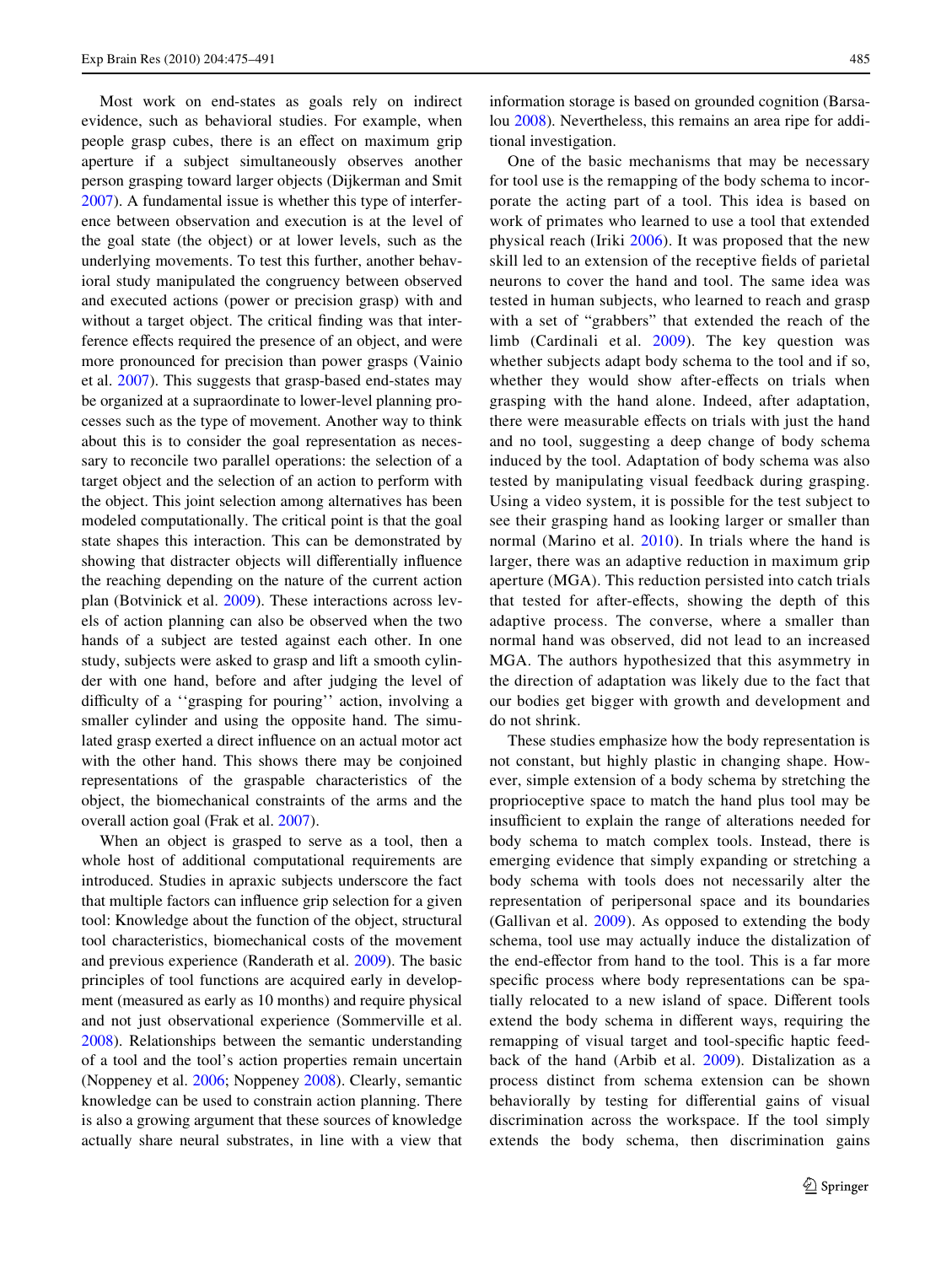Most work on end-states as goals rely on indirect evidence, such as behavioral studies. For example, when people grasp cubes, there is an effect on maximum grip aperture if a subject simultaneously observes another person grasping toward larger objects (Dijkerman and Smit 2007). A fundamental issue is whether this type of interference between observation and execution is at the level of the goal state (the object) or at lower levels, such as the underlying movements. To test this further, another behavioral study manipulated the congruency between observed and executed actions (power or precision grasp) with and without a target object. The critical finding was that interference effects required the presence of an object, and were more pronounced for precision than power grasps (Vainio et al. 2007). This suggests that grasp-based end-states may be organized at a supraordinate to lower-level planning processes such as the type of movement. Another way to think about this is to consider the goal representation as necessary to reconcile two parallel operations: the selection of a target object and the selection of an action to perform with the object. This joint selection among alternatives has been modeled computationally. The critical point is that the goal state shapes this interaction. This can be demonstrated by showing that distracter objects will differentially influence the reaching depending on the nature of the current action plan (Botvinick et al. 2009). These interactions across levels of action planning can also be observed when the two hands of a subject are tested against each other. In one study, subjects were asked to grasp and lift a smooth cylinder with one hand, before and after judging the level of difficulty of a ''grasping for pouring'' action, involving a smaller cylinder and using the opposite hand. The simulated grasp exerted a direct influence on an actual motor act with the other hand. This shows there may be conjoined representations of the graspable characteristics of the object, the biomechanical constraints of the arms and the overall action goal (Frak et al. 2007).

When an object is grasped to serve as a tool, then a whole host of additional computational requirements are introduced. Studies in apraxic subjects underscore the fact that multiple factors can influence grip selection for a given tool: Knowledge about the function of the object, structural tool characteristics, biomechanical costs of the movement and previous experience (Randerath et al. 2009). The basic principles of tool functions are acquired early in development (measured as early as 10 months) and require physical and not just observational experience (Sommerville et al. 2008). Relationships between the semantic understanding of a tool and the tool's action properties remain uncertain (Noppeney et al. 2006; Noppeney 2008). Clearly, semantic knowledge can be used to constrain action planning. There is also a growing argument that these sources of knowledge actually share neural substrates, in line with a view that information storage is based on grounded cognition (Barsalou 2008). Nevertheless, this remains an area ripe for additional investigation.

One of the basic mechanisms that may be necessary for tool use is the remapping of the body schema to incorporate the acting part of a tool. This idea is based on work of primates who learned to use a tool that extended physical reach (Iriki 2006). It was proposed that the new skill led to an extension of the receptive fields of parietal neurons to cover the hand and tool. The same idea was tested in human subjects, who learned to reach and grasp with a set of "grabbers" that extended the reach of the limb (Cardinali et al. 2009). The key question was whether subjects adapt body schema to the tool and if so, whether they would show after-effects on trials when grasping with the hand alone. Indeed, after adaptation, there were measurable effects on trials with just the hand and no tool, suggesting a deep change of body schema induced by the tool. Adaptation of body schema was also tested by manipulating visual feedback during grasping. Using a video system, it is possible for the test subject to see their grasping hand as looking larger or smaller than normal (Marino et al. 2010). In trials where the hand is larger, there was an adaptive reduction in maximum grip aperture (MGA). This reduction persisted into catch trials that tested for after-effects, showing the depth of this adaptive process. The converse, where a smaller than normal hand was observed, did not lead to an increased MGA. The authors hypothesized that this asymmetry in the direction of adaptation was likely due to the fact that our bodies get bigger with growth and development and do not shrink.

These studies emphasize how the body representation is not constant, but highly plastic in changing shape. However, simple extension of a body schema by stretching the proprioceptive space to match the hand plus tool may be insufficient to explain the range of alterations needed for body schema to match complex tools. Instead, there is emerging evidence that simply expanding or stretching a body schema with tools does not necessarily alter the representation of peripersonal space and its boundaries (Gallivan et al. 2009). As opposed to extending the body schema, tool use may actually induce the distalization of the end-effector from hand to the tool. This is a far more specific process where body representations can be spatially relocated to a new island of space. Different tools extend the body schema in different ways, requiring the remapping of visual target and tool-specific haptic feedback of the hand (Arbib et al. 2009). Distalization as a process distinct from schema extension can be shown behaviorally by testing for differential gains of visual discrimination across the workspace. If the tool simply extends the body schema, then discrimination gains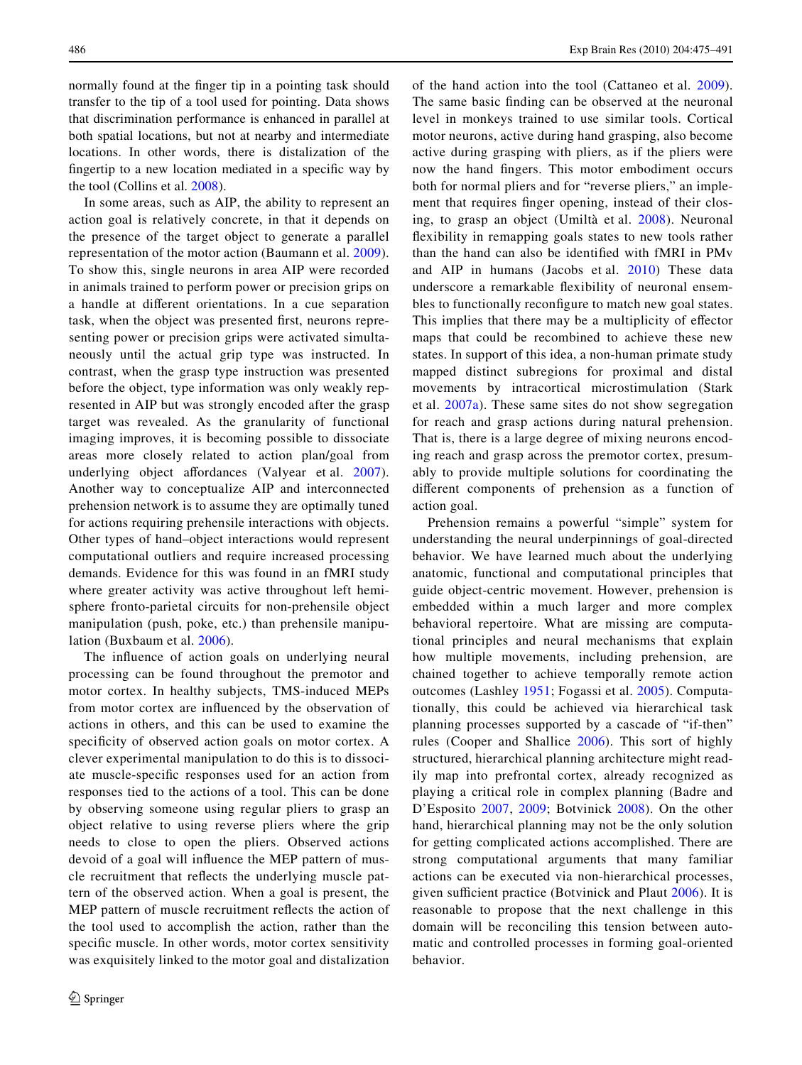normally found at the finger tip in a pointing task should transfer to the tip of a tool used for pointing. Data shows that discrimination performance is enhanced in parallel at both spatial locations, but not at nearby and intermediate locations. In other words, there is distalization of the fingertip to a new location mediated in a specific way by the tool (Collins et al. 2008).

In some areas, such as AIP, the ability to represent an action goal is relatively concrete, in that it depends on the presence of the target object to generate a parallel representation of the motor action (Baumann et al. 2009). To show this, single neurons in area AIP were recorded in animals trained to perform power or precision grips on a handle at different orientations. In a cue separation task, when the object was presented first, neurons representing power or precision grips were activated simultaneously until the actual grip type was instructed. In contrast, when the grasp type instruction was presented before the object, type information was only weakly represented in AIP but was strongly encoded after the grasp target was revealed. As the granularity of functional imaging improves, it is becoming possible to dissociate areas more closely related to action plan/goal from underlying object affordances (Valyear et al. 2007). Another way to conceptualize AIP and interconnected prehension network is to assume they are optimally tuned for actions requiring prehensile interactions with objects. Other types of hand–object interactions would represent computational outliers and require increased processing demands. Evidence for this was found in an fMRI study where greater activity was active throughout left hemisphere fronto-parietal circuits for non-prehensile object manipulation (push, poke, etc.) than prehensile manipulation (Buxbaum et al. 2006).

The influence of action goals on underlying neural processing can be found throughout the premotor and motor cortex. In healthy subjects, TMS-induced MEPs from motor cortex are influenced by the observation of actions in others, and this can be used to examine the specificity of observed action goals on motor cortex. A clever experimental manipulation to do this is to dissociate muscle-specific responses used for an action from responses tied to the actions of a tool. This can be done by observing someone using regular pliers to grasp an object relative to using reverse pliers where the grip needs to close to open the pliers. Observed actions devoid of a goal will influence the MEP pattern of muscle recruitment that reflects the underlying muscle pattern of the observed action. When a goal is present, the MEP pattern of muscle recruitment reflects the action of the tool used to accomplish the action, rather than the specific muscle. In other words, motor cortex sensitivity was exquisitely linked to the motor goal and distalization of the hand action into the tool (Cattaneo et al. 2009). The same basic finding can be observed at the neuronal level in monkeys trained to use similar tools. Cortical motor neurons, active during hand grasping, also become active during grasping with pliers, as if the pliers were now the hand fingers. This motor embodiment occurs both for normal pliers and for "reverse pliers," an implement that requires finger opening, instead of their closing, to grasp an object (Umiltà et al. 2008). Neuronal flexibility in remapping goals states to new tools rather than the hand can also be identified with fMRI in PMv and AIP in humans (Jacobs et al. 2010) These data underscore a remarkable flexibility of neuronal ensembles to functionally reconfigure to match new goal states. This implies that there may be a multiplicity of effector maps that could be recombined to achieve these new states. In support of this idea, a non-human primate study mapped distinct subregions for proximal and distal movements by intracortical microstimulation (Stark et al. 2007a). These same sites do not show segregation for reach and grasp actions during natural prehension. That is, there is a large degree of mixing neurons encoding reach and grasp across the premotor cortex, presumably to provide multiple solutions for coordinating the different components of prehension as a function of action goal.

Prehension remains a powerful "simple" system for understanding the neural underpinnings of goal-directed behavior. We have learned much about the underlying anatomic, functional and computational principles that guide object-centric movement. However, prehension is embedded within a much larger and more complex behavioral repertoire. What are missing are computational principles and neural mechanisms that explain how multiple movements, including prehension, are chained together to achieve temporally remote action outcomes (Lashley 1951; Fogassi et al. 2005). Computationally, this could be achieved via hierarchical task planning processes supported by a cascade of "if-then" rules (Cooper and Shallice 2006). This sort of highly structured, hierarchical planning architecture might readily map into prefrontal cortex, already recognized as playing a critical role in complex planning (Badre and D'Esposito 2007, 2009; Botvinick 2008). On the other hand, hierarchical planning may not be the only solution for getting complicated actions accomplished. There are strong computational arguments that many familiar actions can be executed via non-hierarchical processes, given sufficient practice (Botvinick and Plaut 2006). It is reasonable to propose that the next challenge in this domain will be reconciling this tension between automatic and controlled processes in forming goal-oriented behavior.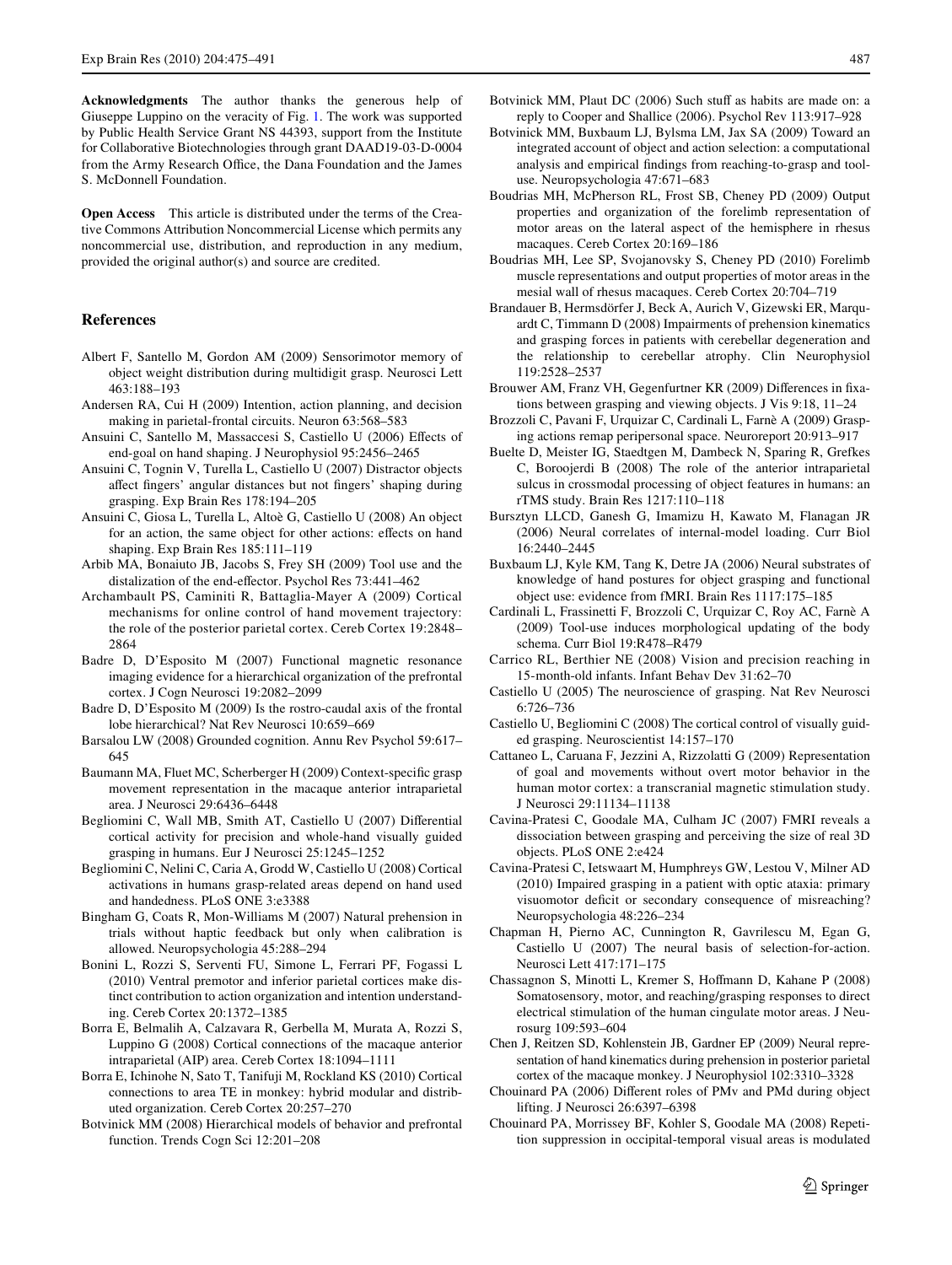**Acknowledgments** The author thanks the generous help of Giuseppe Luppino on the veracity of Fig. 1. The work was supported by Public Health Service Grant NS 44393, support from the Institute for Collaborative Biotechnologies through grant DAAD19-03-D-0004 from the Army Research Office, the Dana Foundation and the James S. McDonnell Foundation.

**Open Access** This article is distributed under the terms of the Creative Commons Attribution Noncommercial License which permits any noncommercial use, distribution, and reproduction in any medium, provided the original author(s) and source are credited.

## References

Albert F, Santello M, Gordon AM (2009) Sensorimotor memory of object weight distribution during multidigit grasp. Neurosci Lett 463:188–193

Andersen RA, Cui H (2009) Intention, action planning, and decision making in parietal-frontal circuits. Neuron 63:568–583

Ansuini C, Santello M, Massaccesi S, Castiello U (2006) Effects of end-goal on hand shaping. J Neurophysiol 95:2456–2465

Ansuini C, Tognin V, Turella L, Castiello U (2007) Distractor objects affect fingers' angular distances but not fingers' shaping during grasping. Exp Brain Res 178:194–205

Ansuini C, Giosa L, Turella L, Altoè G, Castiello U (2008) An object for an action, the same object for other actions: effects on hand shaping. Exp Brain Res 185:111–119

Arbib MA, Bonaiuto JB, Jacobs S, Frey SH (2009) Tool use and the distalization of the end-effector. Psychol Res 73:441–462

Archambault PS, Caminiti R, Battaglia-Mayer A (2009) Cortical mechanisms for online control of hand movement trajectory: the role of the posterior parietal cortex. Cereb Cortex 19:2848–2864

Badre D, D'Esposito M (2007) Functional magnetic resonance imaging evidence for a hierarchical organization of the prefrontal cortex. J Cogn Neurosci 19:2082–2099

Badre D, D'Esposito M (2009) Is the rostro-caudal axis of the frontal lobe hierarchical? Nat Rev Neurosci 10:659–669

Barsalou LW (2008) Grounded cognition. Annu Rev Psychol 59:617–645

Baumann MA, Fluet MC, Scherberger H (2009) Context-specific grasp movement representation in the macaque anterior intraparietal area. J Neurosci 29:6436–6448

Begliomini C, Wall MB, Smith AT, Castiello U (2007) Differential cortical activity for precision and whole-hand visually guided grasping in humans. Eur J Neurosci 25:1245–1252

Begliomini C, Nelini C, Caria A, Grodd W, Castiello U (2008) Cortical activations in humans grasp-related areas depend on hand used and handedness. PLoS ONE 3:e3388

Bingham G, Coats R, Mon-Williams M (2007) Natural prehension in trials without haptic feedback but only when calibration is allowed. Neuropsychologia 45:288–294

Bonini L, Rozzi S, Serventi FU, Simone L, Ferrari PF, Fogassi L (2010) Ventral premotor and inferior parietal cortices make distinct contribution to action organization and intention understanding. Cereb Cortex 20:1372–1385

Borra E, Belmalih A, Calzavara R, Gerbella M, Murata A, Rozzi S, Luppino G (2008) Cortical connections of the macaque anterior intraparietal (AIP) area. Cereb Cortex 18:1094–1111

Borra E, Ichinohe N, Sato T, Tanifuji M, Rockland KS (2010) Cortical connections to area TE in monkey: hybrid modular and distributed organization. Cereb Cortex 20:257–270

Botvinick MM (2008) Hierarchical models of behavior and prefrontal function. Trends Cogn Sci 12:201–208

Botvinick MM, Plaut DC (2006) Such stuff as habits are made on: a reply to Cooper and Shallice (2006). Psychol Rev 113:917–928

Botvinick MM, Buxbaum LJ, Bylsma LM, Jax SA (2009) Toward an integrated account of object and action selection: a computational analysis and empirical findings from reaching-to-grasp and tool-use. Neuropsychologia 47:671–683

Boudrias MH, McPherson RL, Frost SB, Cheney PD (2009) Output properties and organization of the forelimb representation of motor areas on the lateral aspect of the hemisphere in rhesus macaques. Cereb Cortex 20:169–186

Boudrias MH, Lee SP, Svojanovsky S, Cheney PD (2010) Forelimb muscle representations and output properties of motor areas in the mesial wall of rhesus macaques. Cereb Cortex 20:704–719

Brandauer B, Hermsdörfer J, Beck A, Aurich V, Gizewski ER, Marquardt C, Timmann D (2008) Impairments of prehension kinematics and grasping forces in patients with cerebellar degeneration and the relationship to cerebellar atrophy. Clin Neurophysiol 119:2528–2537

Brouwer AM, Franz VH, Gegenfurtner KR (2009) Differences in fixations between grasping and viewing objects. J Vis 9:18, 11–24

Brozzoli C, Pavani F, Urquizar C, Cardinali L, Farnè A (2009) Grasping actions remap peripersonal space. Neuroreport 20:913–917

Buelte D, Meister IG, Staedtgen M, Dambeck N, Sparing R, Grefkes C, Boroojerdi B (2008) The role of the anterior intraparietal sulcus in crossmodal processing of object features in humans: an rTMS study. Brain Res 1217:110–118

Bursztyn LLCD, Ganesh G, Imamizu H, Kawato M, Flanagan JR (2006) Neural correlates of internal-model loading. Curr Biol 16:2440–2445

Buxbaum LJ, Kyle KM, Tang K, Detre JA (2006) Neural substrates of knowledge of hand postures for object grasping and functional object use: evidence from fMRI. Brain Res 1117:175–185

Cardinali L, Frassinetti F, Brozzoli C, Urquizar C, Roy AC, Farnè A (2009) Tool-use induces morphological updating of the body schema. Curr Biol 19:R478–R479

Carrico RL, Berthier NE (2008) Vision and precision reaching in 15-month-old infants. Infant Behav Dev 31:62–70

Castiello U (2005) The neuroscience of grasping. Nat Rev Neurosci 6:726–736

Castiello U, Begliomini C (2008) The cortical control of visually guided grasping. Neuroscientist 14:157–170

Cattaneo L, Caruana F, Jezzini A, Rizzolatti G (2009) Representation of goal and movements without overt motor behavior in the human motor cortex: a transcranial magnetic stimulation study. J Neurosci 29:11134–11138

Cavina-Pratesi C, Goodale MA, Culham JC (2007) FMRI reveals a dissociation between grasping and perceiving the size of real 3D objects. PLoS ONE 2:e424

Cavina-Pratesi C, Ietswaart M, Humphreys GW, Lestou V, Milner AD (2010) Impaired grasping in a patient with optic ataxia: primary visuomotor deficit or secondary consequence of misreaching? Neuropsychologia 48:226–234

Chapman H, Pierno AC, Cunnington R, Gavrilescu M, Egan G, Castiello U (2007) The neural basis of selection-for-action. Neurosci Lett 417:171–175

Chassagnon S, Minotti L, Kremer S, Hoffmann D, Kahane P (2008) Somatosensory, motor, and reaching/grasping responses to direct electrical stimulation of the human cingulate motor areas. J Neurosurg 109:593–604

Chen J, Reitzen SD, Kohlenstein JB, Gardner EP (2009) Neural representation of hand kinematics during prehension in posterior parietal cortex of the macaque monkey. J Neurophysiol 102:3310–3328

Chouinard PA (2006) Different roles of PMv and PMd during object lifting. J Neurosci 26:6397–6398

Chouinard PA, Morrissey BF, Kohler S, Goodale MA (2008) Repetition suppression in occipital-temporal visual areas is modulated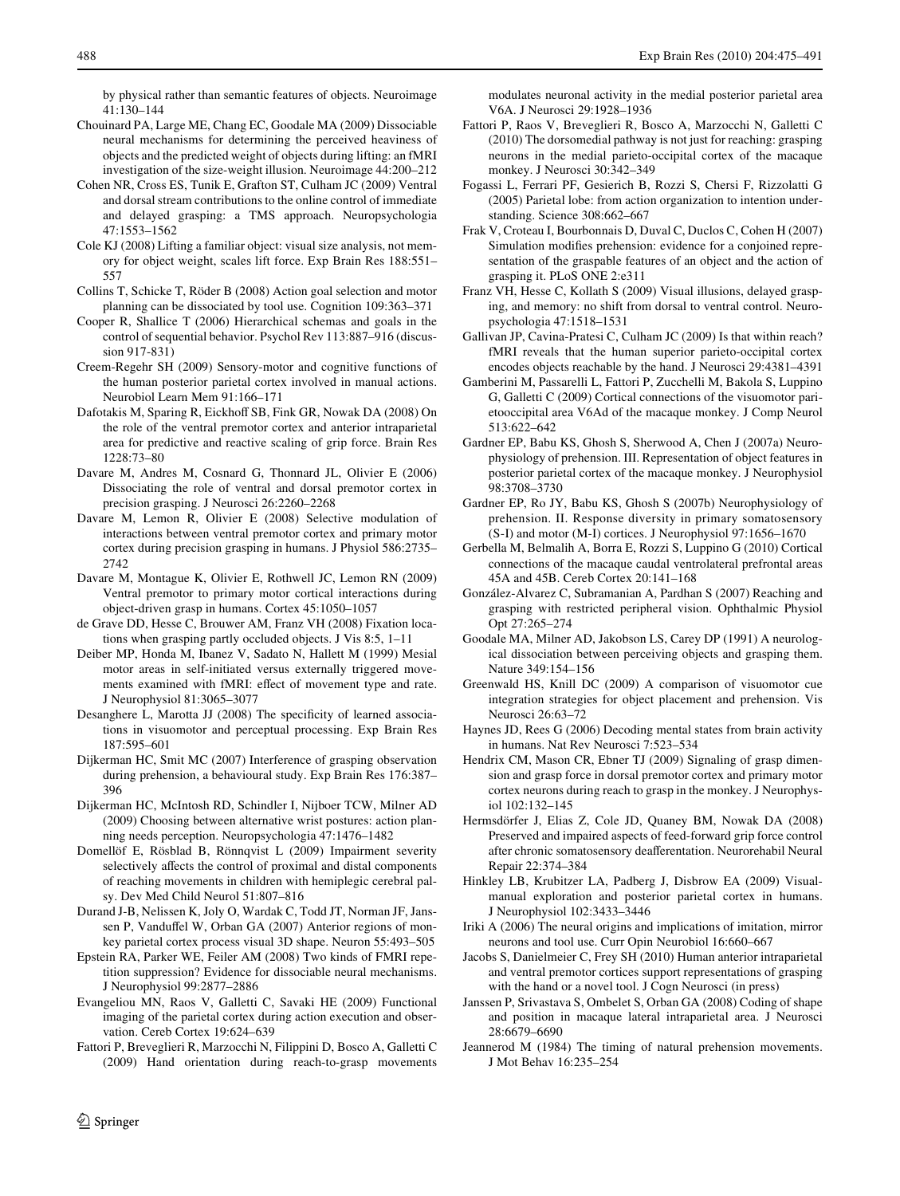by physical rather than semantic features of objects. Neuroimage 41:130–144

Chouinard PA, Large ME, Chang EC, Goodale MA (2009) Dissociable neural mechanisms for determining the perceived heaviness of objects and the predicted weight of objects during lifting: an fMRI investigation of the size-weight illusion. Neuroimage 44:200–212

Cohen NR, Cross ES, Tunik E, Grafton ST, Culham JC (2009) Ventral and dorsal stream contributions to the online control of immediate and delayed grasping: a TMS approach. Neuropsychologia 47:1553–1562

Cole KJ (2008) Lifting a familiar object: visual size analysis, not memory for object weight, scales lift force. Exp Brain Res 188:551–557

Collins T, Schicke T, Röder B (2008) Action goal selection and motor planning can be dissociated by tool use. Cognition 109:363–371

Cooper R, Shallice T (2006) Hierarchical schemas and goals in the control of sequential behavior. Psychol Rev 113:887–916 (discussion 917-831)

Creem-Regehr SH (2009) Sensory-motor and cognitive functions of the human posterior parietal cortex involved in manual actions. Neurobiol Learn Mem 91:166–171

Dafotakis M, Sparing R, Eickhoff SB, Fink GR, Nowak DA (2008) On the role of the ventral premotor cortex and anterior intraparietal area for predictive and reactive scaling of grip force. Brain Res 1228:73–80

Davare M, Andres M, Cosnard G, Thonnard JL, Olivier E (2006) Dissociating the role of ventral and dorsal premotor cortex in precision grasping. J Neurosci 26:2260–2268

Davare M, Lemon R, Olivier E (2008) Selective modulation of interactions between ventral premotor cortex and primary motor cortex during precision grasping in humans. J Physiol 586:2735–2742

Davare M, Montague K, Olivier E, Rothwell JC, Lemon RN (2009) Ventral premotor to primary motor cortical interactions during object-driven grasp in humans. Cortex 45:1050–1057

de Grave DD, Hesse C, Brouwer AM, Franz VH (2008) Fixation locations when grasping partly occluded objects. J Vis 8:5, 1–11

Deiber MP, Honda M, Ibanez V, Sadato N, Hallett M (1999) Mesial motor areas in self-initiated versus externally triggered movements examined with fMRI: effect of movement type and rate. J Neurophysiol 81:3065–3077

Desanghere L, Marotta JJ (2008) The specificity of learned associations in visuomotor and perceptual processing. Exp Brain Res 187:595–601

Dijkerman HC, Smit MC (2007) Interference of grasping observation during prehension, a behavioural study. Exp Brain Res 176:387–396

Dijkerman HC, McIntosh RD, Schindler I, Nijboer TCW, Milner AD (2009) Choosing between alternative wrist postures: action planning needs perception. Neuropsychologia 47:1476–1482

Domellöf E, Rösblad B, Rönnqvist L (2009) Impairment severity selectively affects the control of proximal and distal components of reaching movements in children with hemiplegic cerebral palsy. Dev Med Child Neurol 51:807–816

Durand J-B, Nelissen K, Joly O, Wardak C, Todd JT, Norman JF, Janssen P, Vanduffel W, Orban GA (2007) Anterior regions of monkey parietal cortex process visual 3D shape. Neuron 55:493–505

Epstein RA, Parker WE, Feiler AM (2008) Two kinds of FMRI repetition suppression? Evidence for dissociable neural mechanisms. J Neurophysiol 99:2877–2886

Evangeliou MN, Raos V, Galletti C, Savaki HE (2009) Functional imaging of the parietal cortex during action execution and observation. Cereb Cortex 19:624–639

Fattori P, Breveglieri R, Marzocchi N, Filippini D, Bosco A, Galletti C (2009) Hand orientation during reach-to-grasp movements modulates neuronal activity in the medial posterior parietal area V6A. J Neurosci 29:1928–1936

Fattori P, Raos V, Breveglieri R, Bosco A, Marzocchi N, Galletti C (2010) The dorsomedial pathway is not just for reaching: grasping neurons in the medial parieto-occipital cortex of the macaque monkey. J Neurosci 30:342–349

Fogassi L, Ferrari PF, Gesierich B, Rozzi S, Chersi F, Rizzolatti G (2005) Parietal lobe: from action organization to intention understanding. Science 308:662–667

Frak V, Croteau I, Bourbonnais D, Duval C, Duclos C, Cohen H (2007) Simulation modifies prehension: evidence for a conjoined representation of the graspable features of an object and the action of grasping it. PLoS ONE 2:e311

Franz VH, Hesse C, Kollath S (2009) Visual illusions, delayed grasping, and memory: no shift from dorsal to ventral control. Neuropsychologia 47:1518–1531

Gallivan JP, Cavina-Pratesi C, Culham JC (2009) Is that within reach? fMRI reveals that the human superior parieto-occipital cortex encodes objects reachable by the hand. J Neurosci 29:4381–4391

Gamberini M, Passarelli L, Fattori P, Zucchelli M, Bakola S, Luppino G, Galletti C (2009) Cortical connections of the visuomotor parietooccipital area V6Ad of the macaque monkey. J Comp Neurol 513:622–642

Gardner EP, Babu KS, Ghosh S, Sherwood A, Chen J (2007a) Neurophysiology of prehension. III. Representation of object features in posterior parietal cortex of the macaque monkey. J Neurophysiol 98:3708–3730

Gardner EP, Ro JY, Babu KS, Ghosh S (2007b) Neurophysiology of prehension. II. Response diversity in primary somatosensory (S-I) and motor (M-I) cortices. J Neurophysiol 97:1656–1670

Gerbella M, Belmalih A, Borra E, Rozzi S, Luppino G (2010) Cortical connections of the macaque caudal ventrolateral prefrontal areas 45A and 45B. Cereb Cortex 20:141–168

González-Alvarez C, Subramanian A, Pardhan S (2007) Reaching and grasping with restricted peripheral vision. Ophthalmic Physiol Opt 27:265–274

Goodale MA, Milner AD, Jakobson LS, Carey DP (1991) A neurological dissociation between perceiving objects and grasping them. Nature 349:154–156

Greenwald HS, Knill DC (2009) A comparison of visuomotor cue integration strategies for object placement and prehension. Vis Neurosci 26:63–72

Haynes JD, Rees G (2006) Decoding mental states from brain activity in humans. Nat Rev Neurosci 7:523–534

Hendrix CM, Mason CR, Ebner TJ (2009) Signaling of grasp dimension and grasp force in dorsal premotor cortex and primary motor cortex neurons during reach to grasp in the monkey. J Neurophysiol 102:132–145

Hermsdörfer J, Elias Z, Cole JD, Quaney BM, Nowak DA (2008) Preserved and impaired aspects of feed-forward grip force control after chronic somatosensory deafferentation. Neurorehabil Neural Repair 22:374–384

Hinkley LB, Krubitzer LA, Padberg J, Disbrow EA (2009) Visual-manual exploration and posterior parietal cortex in humans. J Neurophysiol 102:3433–3446

Iriki A (2006) The neural origins and implications of imitation, mirror neurons and tool use. Curr Opin Neurobiol 16:660–667

Jacobs S, Danielmeier C, Frey SH (2010) Human anterior intraparietal and ventral premotor cortices support representations of grasping with the hand or a novel tool. J Cogn Neurosci (in press)

Janssen P, Srivastava S, Ombelet S, Orban GA (2008) Coding of shape and position in macaque lateral intraparietal area. J Neurosci 28:6679–6690

Jeannerod M (1984) The timing of natural prehension movements. J Mot Behav 16:235–254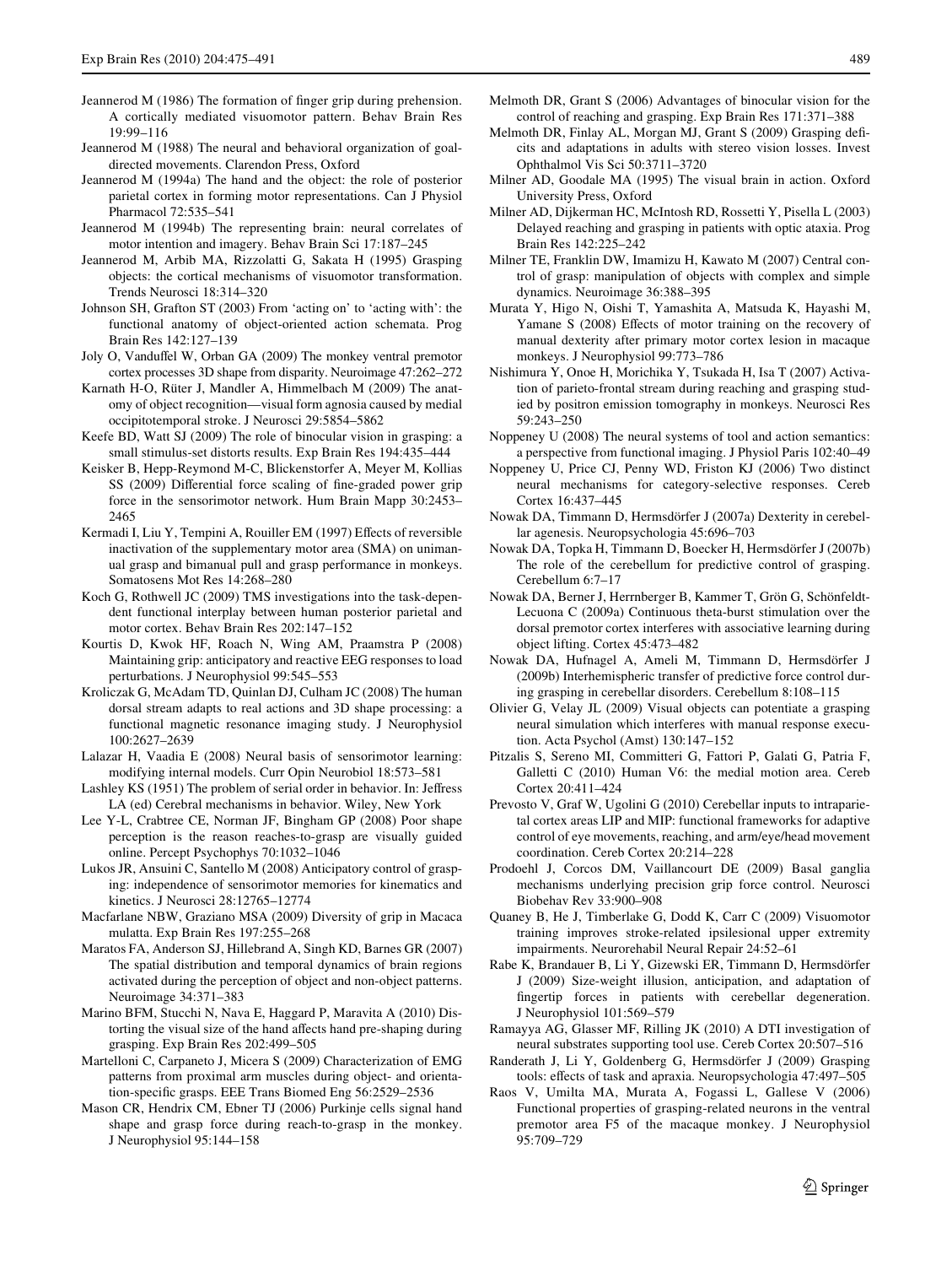Jeannerod M (1986) The formation of finger grip during prehension. A cortically mediated visuomotor pattern. Behav Brain Res 19:99–116

Jeannerod M (1988) The neural and behavioral organization of goal-directed movements. Clarendon Press, Oxford

Jeannerod M (1994a) The hand and the object: the role of posterior parietal cortex in forming motor representations. Can J Physiol Pharmacol 72:535–541

Jeannerod M (1994b) The representing brain: neural correlates of motor intention and imagery. Behav Brain Sci 17:187–245

Jeannerod M, Arbib MA, Rizzolatti G, Sakata H (1995) Grasping objects: the cortical mechanisms of visuomotor transformation. Trends Neurosci 18:314–320

Johnson SH, Grafton ST (2003) From 'acting on' to 'acting with': the functional anatomy of object-oriented action schemata. Prog Brain Res 142:127–139

Joly O, Vanduffel W, Orban GA (2009) The monkey ventral premotor cortex processes 3D shape from disparity. Neuroimage 47:262–272

Karnath H-O, Rüter J, Mandler A, Himmelbach M (2009) The anatomy of object recognition—visual form agnosia caused by medial occipitotemporal stroke. J Neurosci 29:5854–5862

Keefe BD, Watt SJ (2009) The role of binocular vision in grasping: a small stimulus-set distorts results. Exp Brain Res 194:435–444

Keisker B, Hepp-Reymond M-C, Blickenstorfer A, Meyer M, Kollias SS (2009) Differential force scaling of fine-graded power grip force in the sensorimotor network. Hum Brain Mapp 30:2453–2465

Kermadi I, Liu Y, Tempini A, Rouiller EM (1997) Effects of reversible inactivation of the supplementary motor area (SMA) on unimanual grasp and bimanual pull and grasp performance in monkeys. Somatosens Mot Res 14:268–280

Koch G, Rothwell JC (2009) TMS investigations into the task-dependent functional interplay between human posterior parietal and motor cortex. Behav Brain Res 202:147–152

Kourtis D, Kwok HF, Roach N, Wing AM, Praamstra P (2008) Maintaining grip: anticipatory and reactive EEG responses to load perturbations. J Neurophysiol 99:545–553

Kroliczak G, McAdam TD, Quinlan DJ, Culham JC (2008) The human dorsal stream adapts to real actions and 3D shape processing: a functional magnetic resonance imaging study. J Neurophysiol 100:2627–2639

Lalazar H, Vaadia E (2008) Neural basis of sensorimotor learning: modifying internal models. Curr Opin Neurobiol 18:573–581

Lashley KS (1951) The problem of serial order in behavior. In: Jeffress LA (ed) Cerebral mechanisms in behavior. Wiley, New York

Lee Y-L, Crabtree CE, Norman JF, Bingham GP (2008) Poor shape perception is the reason reaches-to-grasp are visually guided online. Percept Psychophys 70:1032–1046

Lukos JR, Ansuini C, Santello M (2008) Anticipatory control of grasping: independence of sensorimotor memories for kinematics and kinetics. J Neurosci 28:12765–12774

Macfarlane NBW, Graziano MSA (2009) Diversity of grip in Macaca mulatta. Exp Brain Res 197:255–268

Maratos FA, Anderson SJ, Hillebrand A, Singh KD, Barnes GR (2007) The spatial distribution and temporal dynamics of brain regions activated during the perception of object and non-object patterns. Neuroimage 34:371–383

Marino BFM, Stucchi N, Nava E, Haggard P, Maravita A (2010) Distorting the visual size of the hand affects hand pre-shaping during grasping. Exp Brain Res 202:499–505

Martelloni C, Carpaneto J, Micera S (2009) Characterization of EMG patterns from proximal arm muscles during object- and orientation-specific grasps. EEE Trans Biomed Eng 56:2529–2536

Mason CR, Hendrix CM, Ebner TJ (2006) Purkinje cells signal hand shape and grasp force during reach-to-grasp in the monkey. J Neurophysiol 95:144–158

Melmoth DR, Grant S (2006) Advantages of binocular vision for the control of reaching and grasping. Exp Brain Res 171:371–388

Melmoth DR, Finlay AL, Morgan MJ, Grant S (2009) Grasping deficits and adaptations in adults with stereo vision losses. Invest Ophthalmol Vis Sci 50:3711–3720

Milner AD, Goodale MA (1995) The visual brain in action. Oxford University Press, Oxford

Milner AD, Dijkerman HC, McIntosh RD, Rossetti Y, Pisella L (2003) Delayed reaching and grasping in patients with optic ataxia. Prog Brain Res 142:225–242

Milner TE, Franklin DW, Imamizu H, Kawato M (2007) Central control of grasp: manipulation of objects with complex and simple dynamics. Neuroimage 36:388–395

Murata Y, Higo N, Oishi T, Yamashita A, Matsuda K, Hayashi M, Yamane S (2008) Effects of motor training on the recovery of manual dexterity after primary motor cortex lesion in macaque monkeys. J Neurophysiol 99:773–786

Nishimura Y, Onoe H, Morichika Y, Tsukada H, Isa T (2007) Activation of parieto-frontal stream during reaching and grasping studied by positron emission tomography in monkeys. Neurosci Res 59:243–250

Noppeney U (2008) The neural systems of tool and action semantics: a perspective from functional imaging. J Physiol Paris 102:40–49

Noppeney U, Price CJ, Penny WD, Friston KJ (2006) Two distinct neural mechanisms for category-selective responses. Cereb Cortex 16:437–445

Nowak DA, Timmann D, Hermsdörfer J (2007a) Dexterity in cerebellar agenesis. Neuropsychologia 45:696–703

Nowak DA, Topka H, Timmann D, Boecker H, Hermsdörfer J (2007b) The role of the cerebellum for predictive control of grasping. Cerebellum 6:7–17

Nowak DA, Berner J, Herrnberger B, Kammer T, Grön G, Schönfeldt-Lecuona C (2009a) Continuous theta-burst stimulation over the dorsal premotor cortex interferes with associative learning during object lifting. Cortex 45:473–482

Nowak DA, Hufnagel A, Ameli M, Timmann D, Hermsdörfer J (2009b) Interhemispheric transfer of predictive force control during grasping in cerebellar disorders. Cerebellum 8:108–115

Olivier G, Velay JL (2009) Visual objects can potentiate a grasping neural simulation which interferes with manual response execution. Acta Psychol (Amst) 130:147–152

Pitzalis S, Sereno MI, Committeri G, Fattori P, Galati G, Patria F, Galletti C (2010) Human V6: the medial motion area. Cereb Cortex 20:411–424

Prevosto V, Graf W, Ugolini G (2010) Cerebellar inputs to intraparietal cortex areas LIP and MIP: functional frameworks for adaptive control of eye movements, reaching, and arm/eye/head movement coordination. Cereb Cortex 20:214–228

Prodoehl J, Corcos DM, Vaillancourt DE (2009) Basal ganglia mechanisms underlying precision grip force control. Neurosci Biobehav Rev 33:900–908

Quaney B, He J, Timberlake G, Dodd K, Carr C (2009) Visuomotor training improves stroke-related ipsilesional upper extremity impairments. Neurorehabil Neural Repair 24:52–61

Rabe K, Brandauer B, Li Y, Gizewski ER, Timmann D, Hermsdörfer J (2009) Size-weight illusion, anticipation, and adaptation of fingertip forces in patients with cerebellar degeneration. J Neurophysiol 101:569–579

Ramayya AG, Glasser MF, Rilling JK (2010) A DTI investigation of neural substrates supporting tool use. Cereb Cortex 20:507–516

Randerath J, Li Y, Goldenberg G, Hermsdörfer J (2009) Grasping tools: effects of task and apraxia. Neuropsychologia 47:497–505

Raos V, Umiltà MA, Murata A, Fogassi L, Gallese V (2006) Functional properties of grasping-related neurons in the ventral premotor area F5 of the macaque monkey. J Neurophysiol 95:709–729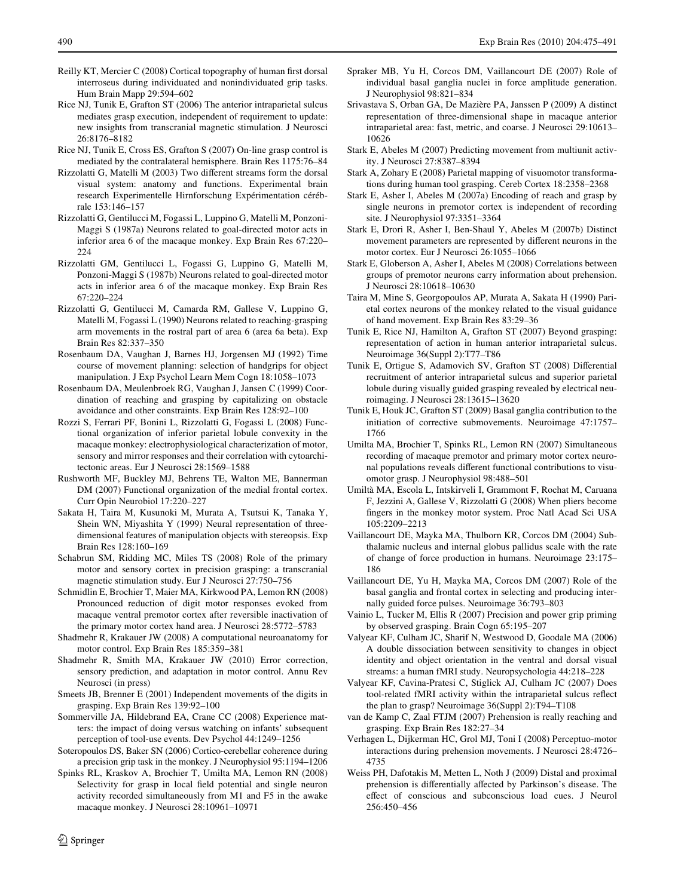Reilly KT, Mercier C (2008) Cortical topography of human first dorsal interroseus during individuated and nonindividuated grip tasks. Hum Brain Mapp 29:594–602

Rice NJ, Tunik E, Grafton ST (2006) The anterior intraparietal sulcus mediates grasp execution, independent of requirement to update: new insights from transcranial magnetic stimulation. J Neurosci 26:8176–8182

Rice NJ, Tunik E, Cross ES, Grafton S (2007) On-line grasp control is mediated by the contralateral hemisphere. Brain Res 1175:76–84

Rizzolatti G, Matelli M (2003) Two different streams form the dorsal visual system: anatomy and functions. Experimental brain research Experimentelle Hirnforschung Expérimentation cérébrale 153:146–157

Rizzolatti G, Gentilucci M, Fogassi L, Luppino G, Matelli M, Ponzoni-Maggi S (1987a) Neurons related to goal-directed motor acts in inferior area 6 of the macaque monkey. Exp Brain Res 67:220–224

Rizzolatti GM, Gentilucci L, Fogassi G, Luppino G, Matelli M, Ponzoni-Maggi S (1987b) Neurons related to goal-directed motor acts in inferior area 6 of the macaque monkey. Exp Brain Res 67:220–224

Rizzolatti G, Gentilucci M, Camarda RM, Gallese V, Luppino G, Matelli M, Fogassi L (1990) Neurons related to reaching-grasping arm movements in the rostral part of area 6 (area 6a beta). Exp Brain Res 82:337–350

Rosenbaum DA, Vaughan J, Barnes HJ, Jorgensen MJ (1992) Time course of movement planning: selection of handgrips for object manipulation. J Exp Psychol Learn Mem Cogn 18:1058–1073

Rosenbaum DA, Meulenbroek RG, Vaughan J, Jansen C (1999) Coordination of reaching and grasping by capitalizing on obstacle avoidance and other constraints. Exp Brain Res 128:92–100

Rozzi S, Ferrari PF, Bonini L, Rizzolatti G, Fogassi L (2008) Functional organization of inferior parietal lobule convexity in the macaque monkey: electrophysiological characterization of motor, sensory and mirror responses and their correlation with cytoarchitectonic areas. Eur J Neurosci 28:1569–1588

Rushworth MF, Buckley MJ, Behrens TE, Walton ME, Bannerman DM (2007) Functional organization of the medial frontal cortex. Curr Opin Neurobiol 17:220–227

Sakata H, Taira M, Kusunoki M, Murata A, Tsutsui K, Tanaka Y, Shein WN, Miyashita Y (1999) Neural representation of three-dimensional features of manipulation objects with stereopsis. Exp Brain Res 128:160–169

Schabrun SM, Ridding MC, Miles TS (2008) Role of the primary motor and sensory cortex in precision grasping: a transcranial magnetic stimulation study. Eur J Neurosci 27:750–756

Schmidlin E, Brochier T, Maier MA, Kirkwood PA, Lemon RN (2008) Pronounced reduction of digit motor responses evoked from macaque ventral premotor cortex after reversible inactivation of the primary motor cortex hand area. J Neurosci 28:5772–5783

Shadmehr R, Krakauer JW (2008) A computational neuroanatomy for motor control. Exp Brain Res 185:359–381

Shadmehr R, Smith MA, Krakauer JW (2010) Error correction, sensory prediction, and adaptation in motor control. Annu Rev Neurosci (in press)

Smeets JB, Brenner E (2001) Independent movements of the digits in grasping. Exp Brain Res 139:92–100

Sommerville JA, Hildebrand EA, Crane CC (2008) Experience matters: the impact of doing versus watching on infants' subsequent perception of tool-use events. Dev Psychol 44:1249–1256

Soteropoulos DS, Baker SN (2006) Cortico-cerebellar coherence during a precision grip task in the monkey. J Neurophysiol 95:1194–1206

Spinks RL, Kraskov A, Brochier T, Umilta MA, Lemon RN (2008) Selectivity for grasp in local field potential and single neuron activity recorded simultaneously from M1 and F5 in the awake macaque monkey. J Neurosci 28:10961–10971

Spraker MB, Yu H, Corcos DM, Vaillancourt DE (2007) Role of individual basal ganglia nuclei in force amplitude generation. J Neurophysiol 98:821–834

Srivastava S, Orban GA, De Mazière PA, Janssen P (2009) A distinct representation of three-dimensional shape in macaque anterior intraparietal area: fast, metric, and coarse. J Neurosci 29:10613–10626

Stark E, Abeles M (2007) Predicting movement from multiunit activity. J Neurosci 27:8387–8394

Stark A, Zohary E (2008) Parietal mapping of visuomotor transformations during human tool grasping. Cereb Cortex 18:2358–2368

Stark E, Asher I, Abeles M (2007a) Encoding of reach and grasp by single neurons in premotor cortex is independent of recording site. J Neurophysiol 97:3351–3364

Stark E, Drori R, Asher I, Ben-Shaul Y, Abeles M (2007b) Distinct movement parameters are represented by different neurons in the motor cortex. Eur J Neurosci 26:1055–1066

Stark E, Globerson A, Asher I, Abeles M (2008) Correlations between groups of premotor neurons carry information about prehension. J Neurosci 28:10618–10630

Taira M, Mine S, Georgopoulos AP, Murata A, Sakata H (1990) Parietal cortex neurons of the monkey related to the visual guidance of hand movement. Exp Brain Res 83:29–36

Tunik E, Rice NJ, Hamilton A, Grafton ST (2007) Beyond grasping: representation of action in human anterior intraparietal sulcus. Neuroimage 36(Suppl 2):T77–T86

Tunik E, Ortigue S, Adamovich SV, Grafton ST (2008) Differential recruitment of anterior intraparietal sulcus and superior parietal lobule during visually guided grasping revealed by electrical neuroimaging. J Neurosci 28:13615–13620

Tunik E, Houk JC, Grafton ST (2009) Basal ganglia contribution to the initiation of corrective submovements. Neuroimage 47:1757–1766

Umilta MA, Brochier T, Spinks RL, Lemon RN (2007) Simultaneous recording of macaque premotor and primary motor cortex neuronal populations reveals different functional contributions to visuomotor grasp. J Neurophysiol 98:488–501

Umiltà MA, Escola L, Intskirveli I, Grammont F, Rochat M, Caruana F, Jezzini A, Gallese V, Rizzolatti G (2008) When pliers become fingers in the monkey motor system. Proc Natl Acad Sci USA 105:2209–2213

Vaillancourt DE, Mayka MA, Thulborn KR, Corcos DM (2004) Subthalamic nucleus and internal globus pallidus scale with the rate of change of force production in humans. Neuroimage 23:175–186

Vaillancourt DE, Yu H, Mayka MA, Corcos DM (2007) Role of the basal ganglia and frontal cortex in selecting and producing internally guided force pulses. Neuroimage 36:793–803

Vainio L, Tucker M, Ellis R (2007) Precision and power grip priming by observed grasping. Brain Cogn 65:195–207

Valyear KF, Culham JC, Sharif N, Westwood D, Goodale MA (2006) A double dissociation between sensitivity to changes in object identity and object orientation in the ventral and dorsal visual streams: a human fMRI study. Neuropsychologia 44:218–228

Valyear KF, Cavina-Pratesi C, Stiglick AJ, Culham JC (2007) Does tool-related fMRI activity within the intraparietal sulcus reflect the plan to grasp? Neuroimage 36(Suppl 2):T94–T108

van de Kamp C, Zaal FTJM (2007) Prehension is really reaching and grasping. Exp Brain Res 182:27–34

Verhagen L, Dijkerman HC, Grol MJ, Toni I (2008) Perceptuo-motor interactions during prehension movements. J Neurosci 28:4726–4735

Weiss PH, Dafotakis M, Metten L, Noth J (2009) Distal and proximal prehension is differentially affected by Parkinson's disease. The effect of conscious and subconscious load cues. J Neurol 256:450–456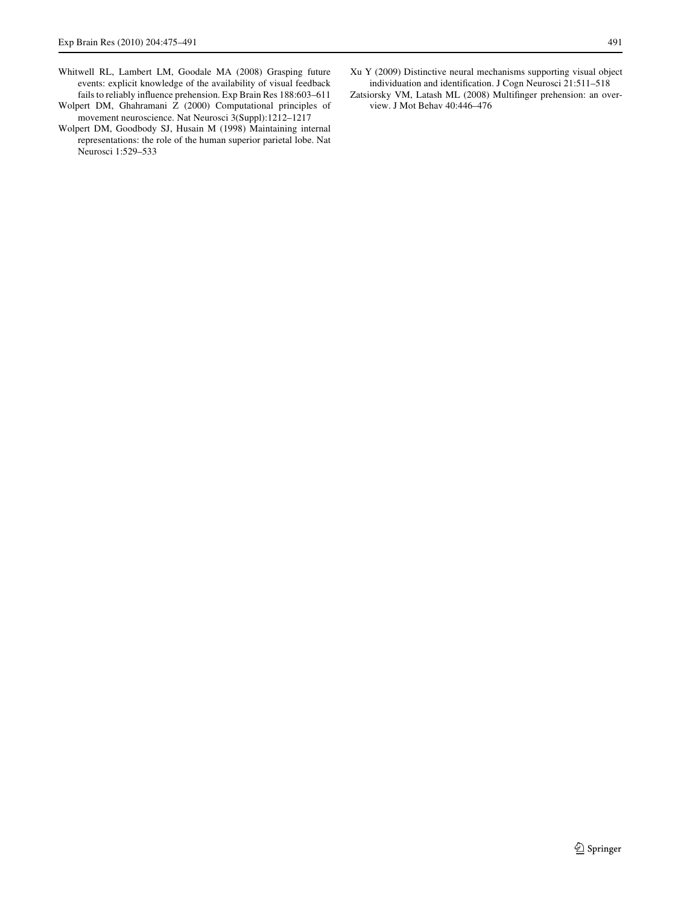Whitwell RL, Lambert LM, Goodale MA (2008) Grasping future events: explicit knowledge of the availability of visual feedback fails to reliably influence prehension. Exp Brain Res 188:603–611

Wolpert DM, Ghahramani Z (2000) Computational principles of movement neuroscience. Nat Neurosci 3(Suppl):1212–1217

Wolpert DM, Goodbody SJ, Husain M (1998) Maintaining internal representations: the role of the human superior parietal lobe. Nat Neurosci 1:529–533

Xu Y (2009) Distinctive neural mechanisms supporting visual object individuation and identification. J Cogn Neurosci 21:511–518

Zatsiorsky VM, Latash ML (2008) Multifinger prehension: an overview. J Mot Behav 40:446–476